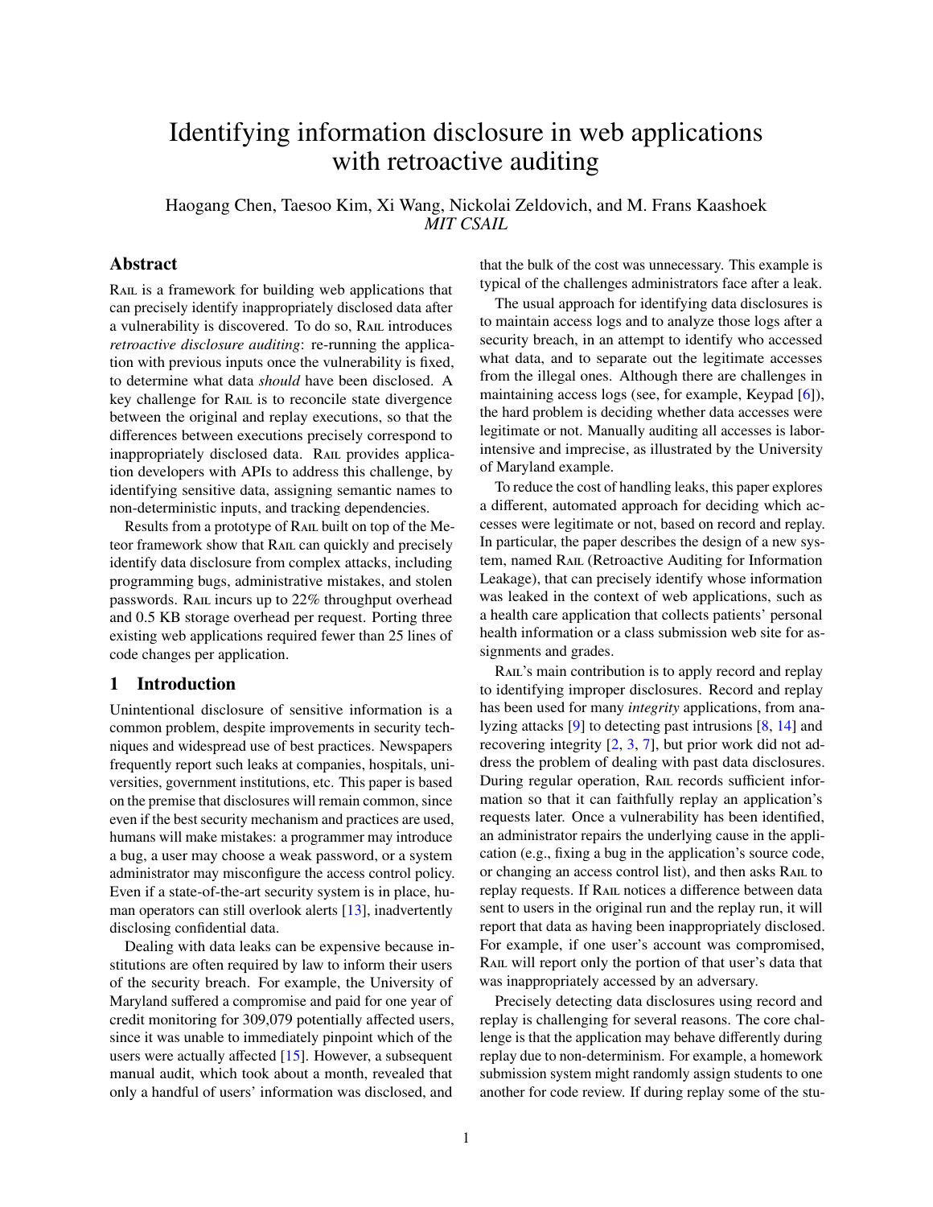# Identifying information disclosure in web applications with retroactive auditing

Haogang Chen, Taesoo Kim, Xi Wang, Nickolai Zeldovich, and M. Frans Kaashoek
*MIT CSAIL*

## Abstract

Rail is a framework for building web applications that can precisely identify inappropriately disclosed data after a vulnerability is discovered. To do so, Rail introduces *retroactive disclosure auditing*: re-running the application with previous inputs once the vulnerability is fixed, to determine what data *should* have been disclosed. A key challenge for Rail is to reconcile state divergence between the original and replay executions, so that the differences between executions precisely correspond to inappropriately disclosed data. Rail provides application developers with APIs to address this challenge, by identifying sensitive data, assigning semantic names to non-deterministic inputs, and tracking dependencies.

Results from a prototype of Rail built on top of the Meteor framework show that Rail can quickly and precisely identify data disclosure from complex attacks, including programming bugs, administrative mistakes, and stolen passwords. Rail incurs up to 22% throughput overhead and 0.5 KB storage overhead per request. Porting three existing web applications required fewer than 25 lines of code changes per application.

## 1 Introduction

Unintentional disclosure of sensitive information is a common problem, despite improvements in security techniques and widespread use of best practices. Newspapers frequently report such leaks at companies, hospitals, universities, government institutions, etc. This paper is based on the premise that disclosures will remain common, since even if the best security mechanism and practices are used, humans will make mistakes: a programmer may introduce a bug, a user may choose a weak password, or a system administrator may misconfigure the access control policy. Even if a state-of-the-art security system is in place, human operators can still overlook alerts [13], inadvertently disclosing confidential data.

Dealing with data leaks can be expensive because institutions are often required by law to inform their users of the security breach. For example, the University of Maryland suffered a compromise and paid for one year of credit monitoring for 309,079 potentially affected users, since it was unable to immediately pinpoint which of the users were actually affected [15]. However, a subsequent manual audit, which took about a month, revealed that only a handful of users' information was disclosed, and that the bulk of the cost was unnecessary. This example is typical of the challenges administrators face after a leak.

The usual approach for identifying data disclosures is to maintain access logs and to analyze those logs after a security breach, in an attempt to identify who accessed what data, and to separate out the legitimate accesses from the illegal ones. Although there are challenges in maintaining access logs (see, for example, Keypad [6]), the hard problem is deciding whether data accesses were legitimate or not. Manually auditing all accesses is labor-intensive and imprecise, as illustrated by the University of Maryland example.

To reduce the cost of handling leaks, this paper explores a different, automated approach for deciding which accesses were legitimate or not, based on record and replay. In particular, the paper describes the design of a new system, named Rail (Retroactive Auditing for Information Leakage), that can precisely identify whose information was leaked in the context of web applications, such as a health care application that collects patients' personal health information or a class submission web site for assignments and grades.

Rail's main contribution is to apply record and replay to identifying improper disclosures. Record and replay has been used for many *integrity* applications, from analyzing attacks [9] to detecting past intrusions [8, 14] and recovering integrity [2, 3, 7], but prior work did not address the problem of dealing with past data disclosures. During regular operation, Rail records sufficient information so that it can faithfully replay an application's requests later. Once a vulnerability has been identified, an administrator repairs the underlying cause in the application (e.g., fixing a bug in the application's source code, or changing an access control list), and then asks Rail to replay requests. If Rail notices a difference between data sent to users in the original run and the replay run, it will report that data as having been inappropriately disclosed. For example, if one user's account was compromised, Rail will report only the portion of that user's data that was inappropriately accessed by an adversary.

Precisely detecting data disclosures using record and replay is challenging for several reasons. The core challenge is that the application may behave differently during replay due to non-determinism. For example, a homework submission system might randomly assign students to one another for code review. If during replay some of the stu-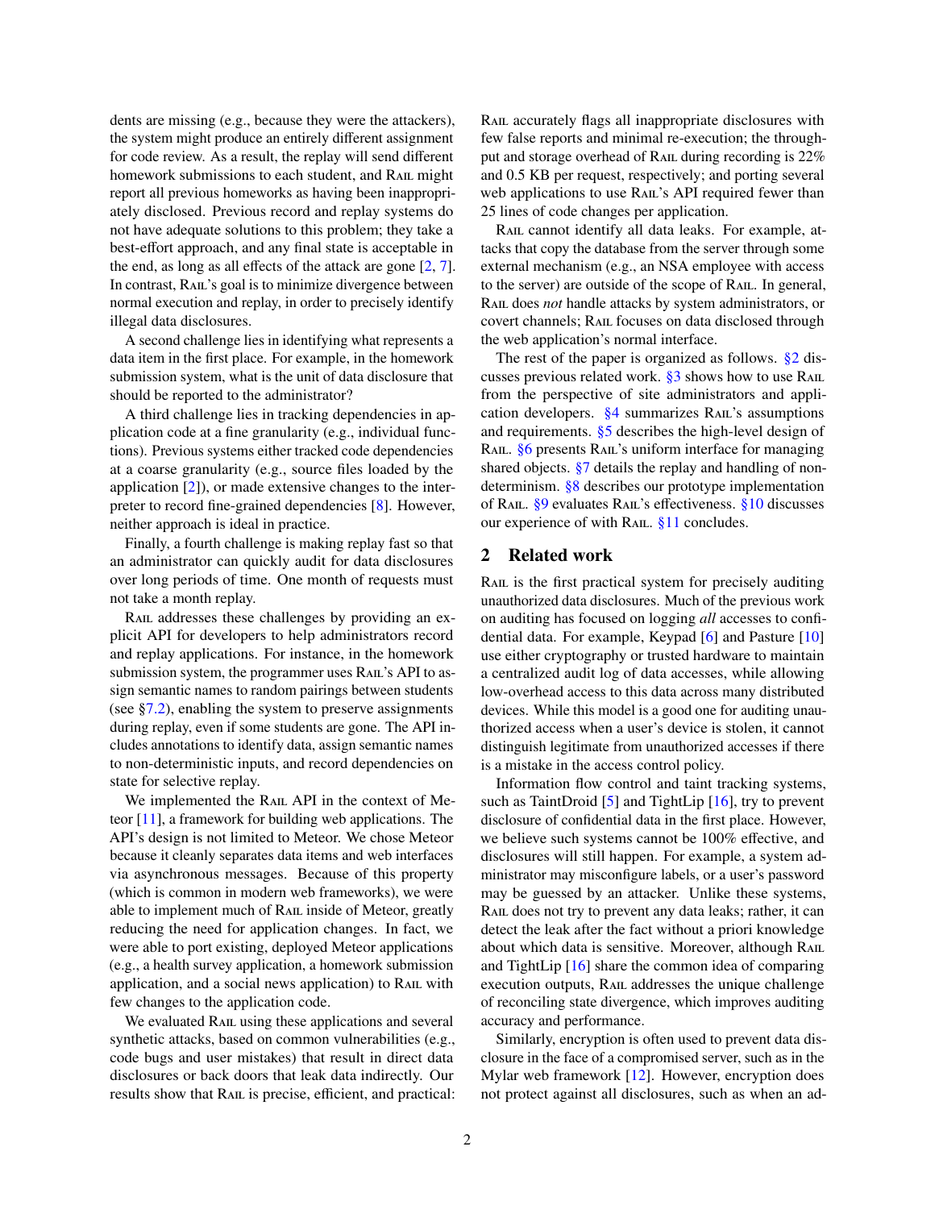dents are missing (e.g., because they were the attackers), the system might produce an entirely different assignment for code review. As a result, the replay will send different homework submissions to each student, and RAIL might report all previous homeworks as having been inappropriately disclosed. Previous record and replay systems do not have adequate solutions to this problem; they take a best-effort approach, and any final state is acceptable in the end, as long as all effects of the attack are gone [2, 7]. In contrast, RAIL's goal is to minimize divergence between normal execution and replay, in order to precisely identify illegal data disclosures.

A second challenge lies in identifying what represents a data item in the first place. For example, in the homework submission system, what is the unit of data disclosure that should be reported to the administrator?

A third challenge lies in tracking dependencies in application code at a fine granularity (e.g., individual functions). Previous systems either tracked code dependencies at a coarse granularity (e.g., source files loaded by the application [2]), or made extensive changes to the interpreter to record fine-grained dependencies [8]. However, neither approach is ideal in practice.

Finally, a fourth challenge is making replay fast so that an administrator can quickly audit for data disclosures over long periods of time. One month of requests must not take a month replay.

RAIL addresses these challenges by providing an explicit API for developers to help administrators record and replay applications. For instance, in the homework submission system, the programmer uses RAIL's API to assign semantic names to random pairings between students (see §7.2), enabling the system to preserve assignments during replay, even if some students are gone. The API includes annotations to identify data, assign semantic names to non-deterministic inputs, and record dependencies on state for selective replay.

We implemented the RAIL API in the context of Meteor [11], a framework for building web applications. The API's design is not limited to Meteor. We chose Meteor because it cleanly separates data items and web interfaces via asynchronous messages. Because of this property (which is common in modern web frameworks), we were able to implement much of RAIL inside of Meteor, greatly reducing the need for application changes. In fact, we were able to port existing, deployed Meteor applications (e.g., a health survey application, a homework submission application, and a social news application) to RAIL with few changes to the application code.

We evaluated RAIL using these applications and several synthetic attacks, based on common vulnerabilities (e.g., code bugs and user mistakes) that result in direct data disclosures or back doors that leak data indirectly. Our results show that RAIL is precise, efficient, and practical: RAIL accurately flags all inappropriate disclosures with few false reports and minimal re-execution; the throughput and storage overhead of RAIL during recording is 22% and 0.5 KB per request, respectively; and porting several web applications to use RAIL's API required fewer than 25 lines of code changes per application.

RAIL cannot identify all data leaks. For example, attacks that copy the database from the server through some external mechanism (e.g., an NSA employee with access to the server) are outside of the scope of RAIL. In general, RAIL does *not* handle attacks by system administrators, or covert channels; RAIL focuses on data disclosed through the web application's normal interface.

The rest of the paper is organized as follows. §2 discusses previous related work. §3 shows how to use RAIL from the perspective of site administrators and application developers. §4 summarizes RAIL's assumptions and requirements. §5 describes the high-level design of RAIL. §6 presents RAIL's uniform interface for managing shared objects. §7 details the replay and handling of non-determinism. §8 describes our prototype implementation of RAIL. §9 evaluates RAIL's effectiveness. §10 discusses our experience of with RAIL. §11 concludes.

## 2 Related work

RAIL is the first practical system for precisely auditing unauthorized data disclosures. Much of the previous work on auditing has focused on logging *all* accesses to confidential data. For example, Keypad [6] and Pasture [10] use either cryptography or trusted hardware to maintain a centralized audit log of data accesses, while allowing low-overhead access to this data across many distributed devices. While this model is a good one for auditing unauthorized access when a user's device is stolen, it cannot distinguish legitimate from unauthorized accesses if there is a mistake in the access control policy.

Information flow control and taint tracking systems, such as TaintDroid [5] and TightLip [16], try to prevent disclosure of confidential data in the first place. However, we believe such systems cannot be 100% effective, and disclosures will still happen. For example, a system administrator may misconfigure labels, or a user's password may be guessed by an attacker. Unlike these systems, RAIL does not try to prevent any data leaks; rather, it can detect the leak after the fact without a priori knowledge about which data is sensitive. Moreover, although RAIL and TightLip [16] share the common idea of comparing execution outputs, RAIL addresses the unique challenge of reconciling state divergence, which improves auditing accuracy and performance.

Similarly, encryption is often used to prevent data disclosure in the face of a compromised server, such as in the Mylar web framework [12]. However, encryption does not protect against all disclosures, such as when an ad-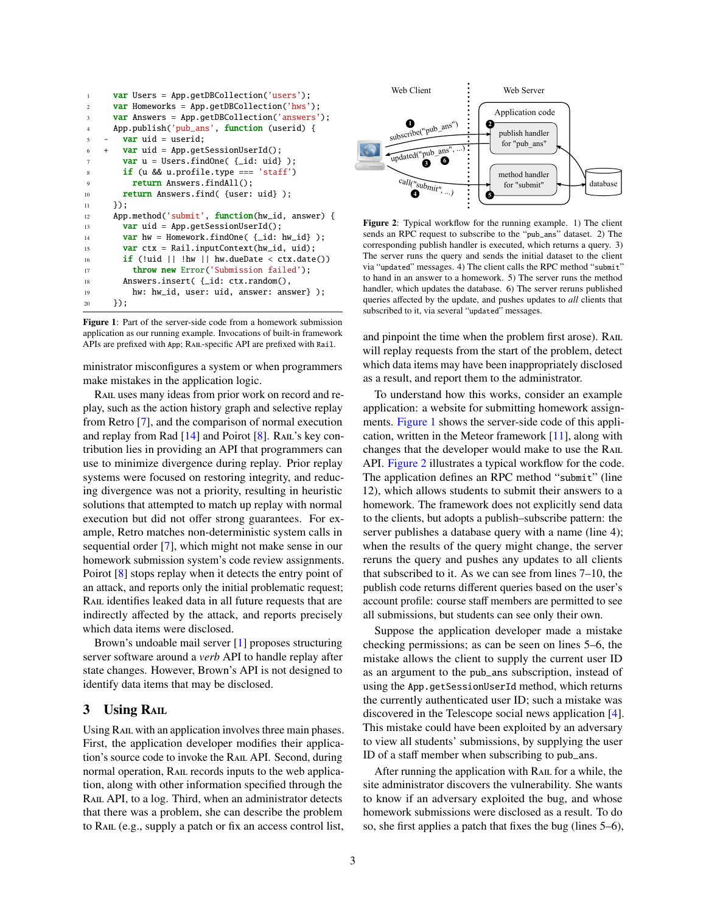```
1  var Users = App.getDBCollection('users');
2  var Homeworks = App.getDBCollection('hws');
3  var Answers = App.getDBCollection('answers');
4  App.publish('pub_ans', function (userid) {
5 -  var uid = userid;
6 +  var uid = App.getSessionUserId();
7    var u = Users.findOne( {_id: uid} );
8    if (u && u.profile.type === 'staff')
9      return Answers.findAll();
10   return Answers.find( {user: uid} );
11 });
12 App.method('submit', function(hw_id, answer) {
13   var uid = App.getSessionUserId();
14   var hw = Homework.findOne( {_id: hw_id} );
15   var ctx = Rail.inputContext(hw_id, uid);
16   if (!uid || !hw || hw.dueDate < ctx.date())
17     throw new Error('Submission failed');
18   Answers.insert( {_id: ctx.random(),
19     hw: hw_id, user: uid, answer: answer} );
20 });
```

**Figure 1**: Part of the server-side code from a homework submission application as our running example. Invocations of built-in framework APIs are prefixed with `App`; RAIL-specific API are prefixed with `Rail`.

ministrator misconfigures a system or when programmers make mistakes in the application logic.

RAIL uses many ideas from prior work on record and replay, such as the action history graph and selective replay from Retro [7], and the comparison of normal execution and replay from Rad [14] and Poirot [8]. RAIL's key contribution lies in providing an API that programmers can use to minimize divergence during replay. Prior replay systems were focused on restoring integrity, and reducing divergence was not a priority, resulting in heuristic solutions that attempted to match up replay with normal execution but did not offer strong guarantees. For example, Retro matches non-deterministic system calls in sequential order [7], which might not make sense in our homework submission system's code review assignments. Poirot [8] stops replay when it detects the entry point of an attack, and reports only the initial problematic request; RAIL identifies leaked data in all future requests that are indirectly affected by the attack, and reports precisely which data items were disclosed.

Brown's undoable mail server [1] proposes structuring server software around a *verb* API to handle replay after state changes. However, Brown's API is not designed to identify data items that may be disclosed.

## 3 Using RAIL

Using RAIL with an application involves three main phases. First, the application developer modifies their application's source code to invoke the RAIL API. Second, during normal operation, RAIL records inputs to the web application, along with other information specified through the RAIL API, to a log. Third, when an administrator detects that there was a problem, she can describe the problem to RAIL (e.g., supply a patch or fix an access control list, and pinpoint the time when the problem first arose). RAIL will replay requests from the start of the problem, detect which data items may have been inappropriately disclosed as a result, and report them to the administrator.

Web Client | Web Server | Application code | publish handler for "pub_ans" | method handler for "submit" | database | 1 subscribe("pub_ans") | 2 | updated("pub_ans", ...) 3 6 | call("submit", ...) 4 | 5

**Figure 2**: Typical workflow for the running example. 1) The client sends an RPC request to subscribe to the "`pub_ans`" dataset. 2) The corresponding publish handler is executed, which returns a query. 3) The server runs the query and sends the initial dataset to the client via "`updated`" messages. 4) The client calls the RPC method "`submit`" to hand in an answer to a homework. 5) The server runs the method handler, which updates the database. 6) The server reruns published queries affected by the update, and pushes updates to *all* clients that subscribed to it, via several "`updated`" messages.

To understand how this works, consider an example application: a website for submitting homework assignments. Figure 1 shows the server-side code of this application, written in the Meteor framework [11], along with changes that the developer would make to use the RAIL API. Figure 2 illustrates a typical workflow for the code. The application defines an RPC method "`submit`" (line 12), which allows students to submit their answers to a homework. The framework does not explicitly send data to the clients, but adopts a publish–subscribe pattern: the server publishes a database query with a name (line 4); when the results of the query might change, the server reruns the query and pushes any updates to all clients that subscribed to it. As we can see from lines 7–10, the publish code returns different queries based on the user's account profile: course staff members are permitted to see all submissions, but students can see only their own.

Suppose the application developer made a mistake checking permissions; as can be seen on lines 5–6, the mistake allows the client to supply the current user ID as an argument to the `pub_ans` subscription, instead of using the `App.getSessionUserId` method, which returns the currently authenticated user ID; such a mistake was discovered in the Telescope social news application [4]. This mistake could have been exploited by an adversary to view all students' submissions, by supplying the user ID of a staff member when subscribing to `pub_ans`.

After running the application with RAIL for a while, the site administrator discovers the vulnerability. She wants to know if an adversary exploited the bug, and whose homework submissions were disclosed as a result. To do so, she first applies a patch that fixes the bug (lines 5–6),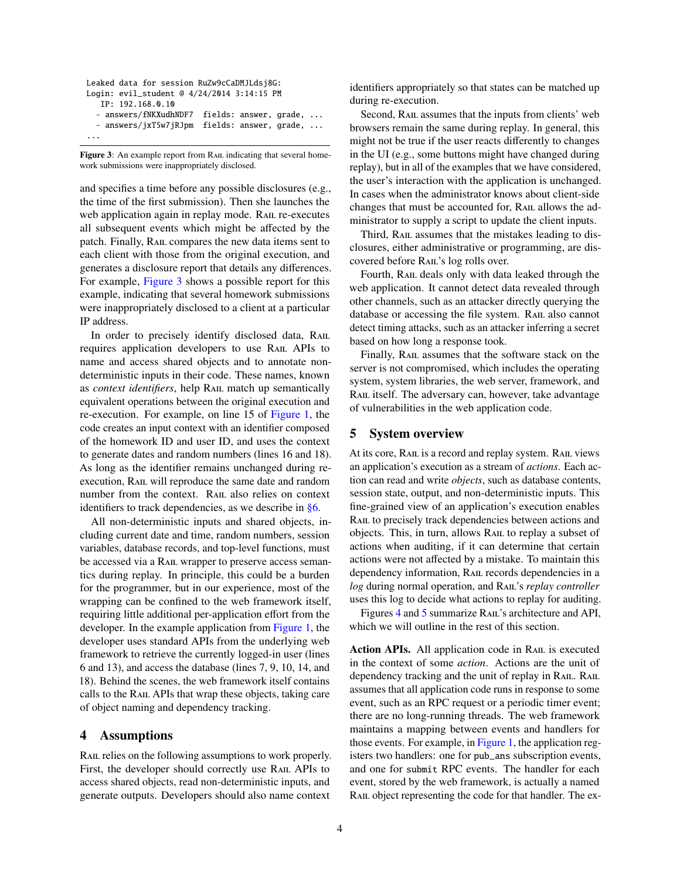```
Leaked data for session RuZw9cCaDMJLdsj8G:
Login: evil_student @ 4/24/2014 3:14:15 PM
   IP: 192.168.0.10
  - answers/fNKXudhNDF7  fields: answer, grade, ...
  - answers/jxT5w7jRJpm  fields: answer, grade, ...
...
```

**Figure 3**: An example report from Rail indicating that several homework submissions were inappropriately disclosed.

and specifies a time before any possible disclosures (e.g., the time of the first submission). Then she launches the web application again in replay mode. Rail re-executes all subsequent events which might be affected by the patch. Finally, Rail compares the new data items sent to each client with those from the original execution, and generates a disclosure report that details any differences. For example, Figure 3 shows a possible report for this example, indicating that several homework submissions were inappropriately disclosed to a client at a particular IP address.

In order to precisely identify disclosed data, Rail requires application developers to use Rail APIs to name and access shared objects and to annotate non-deterministic inputs in their code. These names, known as *context identifiers*, help Rail match up semantically equivalent operations between the original execution and re-execution. For example, on line 15 of Figure 1, the code creates an input context with an identifier composed of the homework ID and user ID, and uses the context to generate dates and random numbers (lines 16 and 18). As long as the identifier remains unchanged during re-execution, Rail will reproduce the same date and random number from the context. Rail also relies on context identifiers to track dependencies, as we describe in §6.

All non-deterministic inputs and shared objects, including current date and time, random numbers, session variables, database records, and top-level functions, must be accessed via a Rail wrapper to preserve access semantics during replay. In principle, this could be a burden for the programmer, but in our experience, most of the wrapping can be confined to the web framework itself, requiring little additional per-application effort from the developer. In the example application from Figure 1, the developer uses standard APIs from the underlying web framework to retrieve the currently logged-in user (lines 6 and 13), and access the database (lines 7, 9, 10, 14, and 18). Behind the scenes, the web framework itself contains calls to the Rail APIs that wrap these objects, taking care of object naming and dependency tracking.

## 4 Assumptions

Rail relies on the following assumptions to work properly. First, the developer should correctly use Rail APIs to access shared objects, read non-deterministic inputs, and generate outputs. Developers should also name context identifiers appropriately so that states can be matched up during re-execution.

Second, Rail assumes that the inputs from clients' web browsers remain the same during replay. In general, this might not be true if the user reacts differently to changes in the UI (e.g., some buttons might have changed during replay), but in all of the examples that we have considered, the user's interaction with the application is unchanged. In cases when the administrator knows about client-side changes that must be accounted for, Rail allows the administrator to supply a script to update the client inputs.

Third, Rail assumes that the mistakes leading to disclosures, either administrative or programming, are discovered before Rail's log rolls over.

Fourth, Rail deals only with data leaked through the web application. It cannot detect data revealed through other channels, such as an attacker directly querying the database or accessing the file system. Rail also cannot detect timing attacks, such as an attacker inferring a secret based on how long a response took.

Finally, Rail assumes that the software stack on the server is not compromised, which includes the operating system, system libraries, the web server, framework, and Rail itself. The adversary can, however, take advantage of vulnerabilities in the web application code.

## 5 System overview

At its core, Rail is a record and replay system. Rail views an application's execution as a stream of *actions*. Each action can read and write *objects*, such as database contents, session state, output, and non-deterministic inputs. This fine-grained view of an application's execution enables Rail to precisely track dependencies between actions and objects. This, in turn, allows Rail to replay a subset of actions when auditing, if it can determine that certain actions were not affected by a mistake. To maintain this dependency information, Rail records dependencies in a *log* during normal operation, and Rail's *replay controller* uses this log to decide what actions to replay for auditing.

Figures 4 and 5 summarize Rail's architecture and API, which we will outline in the rest of this section.

**Action APIs.** All application code in Rail is executed in the context of some *action*. Actions are the unit of dependency tracking and the unit of replay in Rail. Rail assumes that all application code runs in response to some event, such as an RPC request or a periodic timer event; there are no long-running threads. The web framework maintains a mapping between events and handlers for those events. For example, in Figure 1, the application registers two handlers: one for `pub_ans` subscription events, and one for `submit` RPC events. The handler for each event, stored by the web framework, is actually a named Rail object representing the code for that handler. The ex-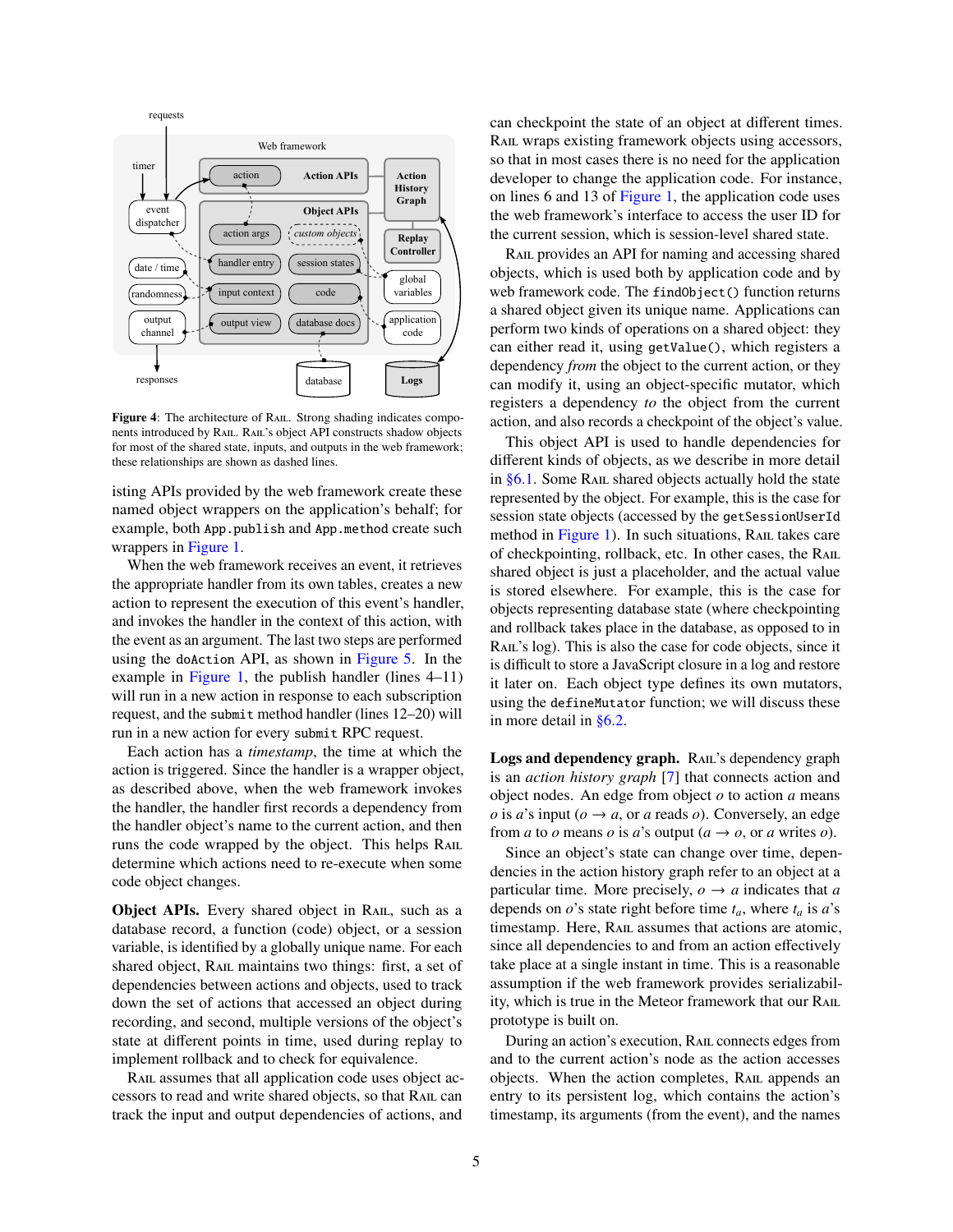**Figure 4**: The architecture of RAIL. Strong shading indicates components introduced by RAIL. RAIL's object API constructs shadow objects for most of the shared state, inputs, and outputs in the web framework; these relationships are shown as dashed lines.

isting APIs provided by the web framework create these named object wrappers on the application's behalf; for example, both `App.publish` and `App.method` create such wrappers in Figure 1.

When the web framework receives an event, it retrieves the appropriate handler from its own tables, creates a new action to represent the execution of this event's handler, and invokes the handler in the context of this action, with the event as an argument. The last two steps are performed using the `doAction` API, as shown in Figure 5. In the example in Figure 1, the publish handler (lines 4–11) will run in a new action in response to each subscription request, and the `submit` method handler (lines 12–20) will run in a new action for every `submit` RPC request.

Each action has a *timestamp*, the time at which the action is triggered. Since the handler is a wrapper object, as described above, when the web framework invokes the handler, the handler first records a dependency from the handler object's name to the current action, and then runs the code wrapped by the object. This helps RAIL determine which actions need to re-execute when some code object changes.

**Object APIs.** Every shared object in RAIL, such as a database record, a function (code) object, or a session variable, is identified by a globally unique name. For each shared object, RAIL maintains two things: first, a set of dependencies between actions and objects, used to track down the set of actions that accessed an object during recording, and second, multiple versions of the object's state at different points in time, used during replay to implement rollback and to check for equivalence.

RAIL assumes that all application code uses object accessors to read and write shared objects, so that RAIL can track the input and output dependencies of actions, and can checkpoint the state of an object at different times. RAIL wraps existing framework objects using accessors, so that in most cases there is no need for the application developer to change the application code. For instance, on lines 6 and 13 of Figure 1, the application code uses the web framework's interface to access the user ID for the current session, which is session-level shared state.

RAIL provides an API for naming and accessing shared objects, which is used both by application code and by web framework code. The `findObject()` function returns a shared object given its unique name. Applications can perform two kinds of operations on a shared object: they can either read it, using `getValue()`, which registers a dependency *from* the object to the current action, or they can modify it, using an object-specific mutator, which registers a dependency *to* the object from the current action, and also records a checkpoint of the object's value.

This object API is used to handle dependencies for different kinds of objects, as we describe in more detail in §6.1. Some RAIL shared objects actually hold the state represented by the object. For example, this is the case for session state objects (accessed by the `getSessionUserId` method in Figure 1). In such situations, RAIL takes care of checkpointing, rollback, etc. In other cases, the RAIL shared object is just a placeholder, and the actual value is stored elsewhere. For example, this is the case for objects representing database state (where checkpointing and rollback takes place in the database, as opposed to in RAIL's log). This is also the case for code objects, since it is difficult to store a JavaScript closure in a log and restore it later on. Each object type defines its own mutators, using the `defineMutator` function; we will discuss these in more detail in §6.2.

**Logs and dependency graph.** RAIL's dependency graph is an *action history graph* [7] that connects action and object nodes. An edge from object $o$ to action $a$ means $o$ is $a$'s input ($o \rightarrow a$, or $a$ reads $o$). Conversely, an edge from $a$ to $o$ means $o$ is $a$'s output ($a \rightarrow o$, or $a$ writes $o$).

Since an object's state can change over time, dependencies in the action history graph refer to an object at a particular time. More precisely, $o \rightarrow a$ indicates that $a$ depends on $o$'s state right before time $t_a$, where $t_a$ is $a$'s timestamp. Here, RAIL assumes that actions are atomic, since all dependencies to and from an action effectively take place at a single instant in time. This is a reasonable assumption if the web framework provides serializability, which is true in the Meteor framework that our RAIL prototype is built on.

During an action's execution, RAIL connects edges from and to the current action's node as the action accesses objects. When the action completes, RAIL appends an entry to its persistent log, which contains the action's timestamp, its arguments (from the event), and the names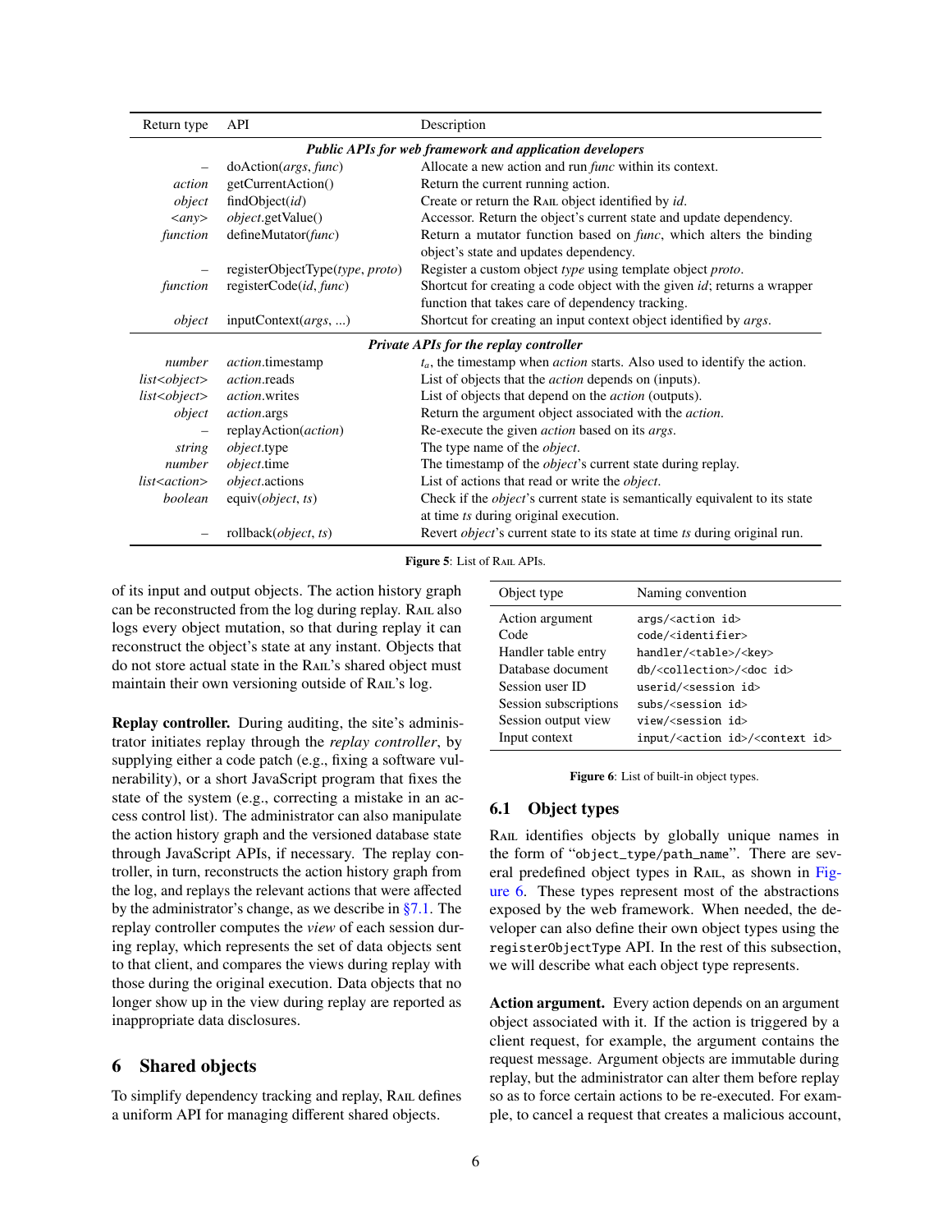| Return type | API | Description |
|---|---|---|
| *Public APIs for web framework and application developers* | | |
| – | doAction(*args*, *func*) | Allocate a new action and run *func* within its context. |
| *action* | getCurrentAction() | Return the current running action. |
| *object* | findObject(*id*) | Create or return the RAIL object identified by *id*. |
| *<any>* | *object*.getValue() | Accessor. Return the object's current state and update dependency. |
| *function* | defineMutator(*func*) | Return a mutator function based on *func*, which alters the binding object's state and updates dependency. |
| – | registerObjectType(*type*, *proto*) | Register a custom object *type* using template object *proto*. |
| *function* | registerCode(*id*, *func*) | Shortcut for creating a code object with the given *id*; returns a wrapper function that takes care of dependency tracking. |
| *object* | inputContext(*args*, ...) | Shortcut for creating an input context object identified by *args*. |
| *Private APIs for the replay controller* | | |
| *number* | *action*.timestamp | $t_a$, the timestamp when *action* starts. Also used to identify the action. |
| *list<object>* | *action*.reads | List of objects that the *action* depends on (inputs). |
| *list<object>* | *action*.writes | List of objects that depend on the *action* (outputs). |
| *object* | *action*.args | Return the argument object associated with the *action*. |
| – | replayAction(*action*) | Re-execute the given *action* based on its *args*. |
| *string* | *object*.type | The type name of the *object*. |
| *number* | *object*.time | The timestamp of the *object*'s current state during replay. |
| *list<action>* | *object*.actions | List of actions that read or write the *object*. |
| *boolean* | equiv(*object*, *ts*) | Check if the *object*'s current state is semantically equivalent to its state at time *ts* during original execution. |
| – | rollback(*object*, *ts*) | Revert *object*'s current state to its state at time *ts* during original run. |

**Figure 5**: List of RAIL APIs.

of its input and output objects. The action history graph can be reconstructed from the log during replay. RAIL also logs every object mutation, so that during replay it can reconstruct the object's state at any instant. Objects that do not store actual state in the RAIL's shared object must maintain their own versioning outside of RAIL's log.

**Replay controller.** During auditing, the site's administrator initiates replay through the *replay controller*, by supplying either a code patch (e.g., fixing a software vulnerability), or a short JavaScript program that fixes the state of the system (e.g., correcting a mistake in an access control list). The administrator can also manipulate the action history graph and the versioned database state through JavaScript APIs, if necessary. The replay controller, in turn, reconstructs the action history graph from the log, and replays the relevant actions that were affected by the administrator's change, as we describe in §7.1. The replay controller computes the *view* of each session during replay, which represents the set of data objects sent to that client, and compares the views during replay with those during the original execution. Data objects that no longer show up in the view during replay are reported as inappropriate data disclosures.

## 6 Shared objects

To simplify dependency tracking and replay, RAIL defines a uniform API for managing different shared objects.

| Object type | Naming convention |
|---|---|
| Action argument | `args/<action id>` |
| Code | `code/<identifier>` |
| Handler table entry | `handler/<table>/<key>` |
| Database document | `db/<collection>/<doc id>` |
| Session user ID | `userid/<session id>` |
| Session subscriptions | `subs/<session id>` |
| Session output view | `view/<session id>` |
| Input context | `input/<action id>/<context id>` |

**Figure 6**: List of built-in object types.

### 6.1 Object types

RAIL identifies objects by globally unique names in the form of "`object_type/path_name`". There are several predefined object types in RAIL, as shown in Figure 6. These types represent most of the abstractions exposed by the web framework. When needed, the developer can also define their own object types using the `registerObjectType` API. In the rest of this subsection, we will describe what each object type represents.

**Action argument.** Every action depends on an argument object associated with it. If the action is triggered by a client request, for example, the argument contains the request message. Argument objects are immutable during replay, but the administrator can alter them before replay so as to force certain actions to be re-executed. For example, to cancel a request that creates a malicious account,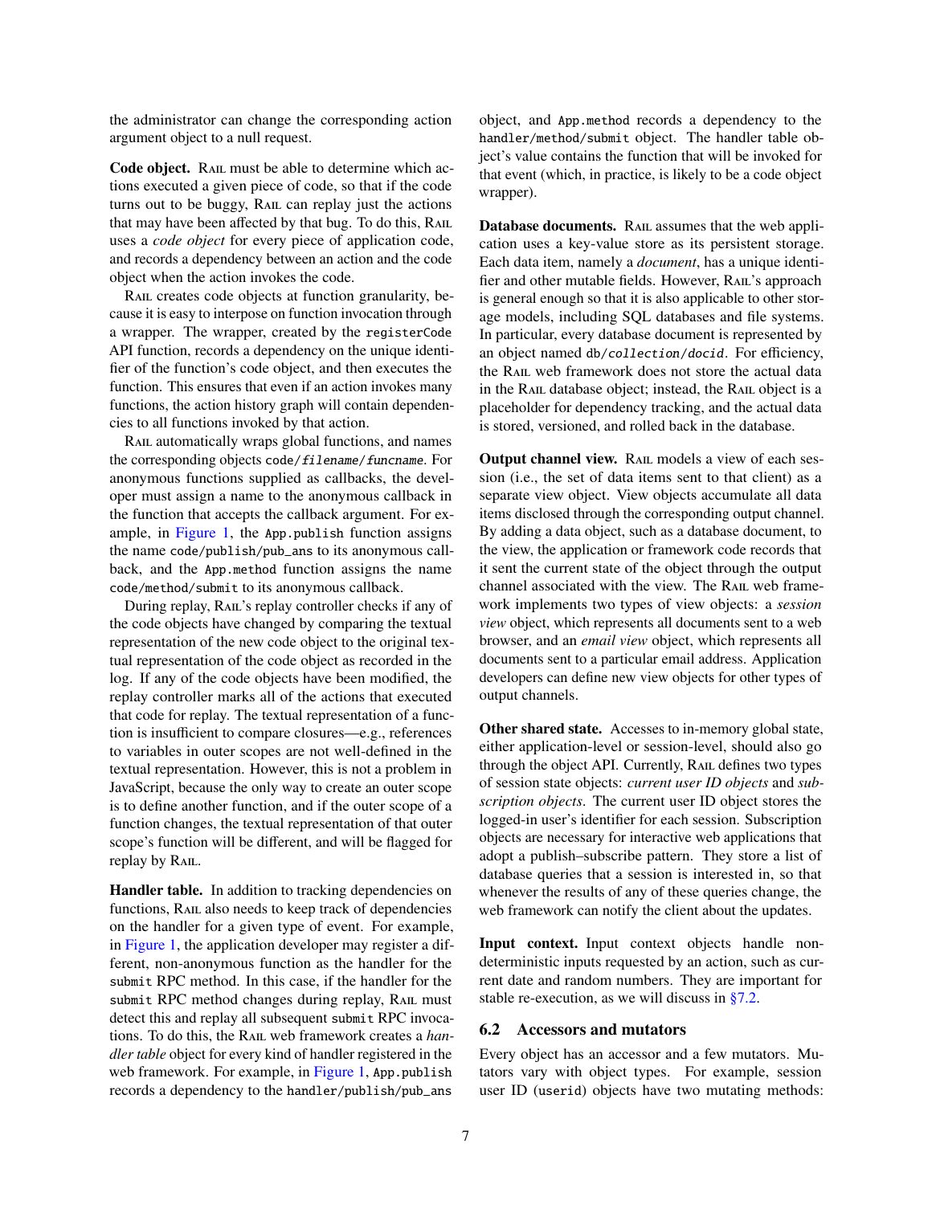the administrator can change the corresponding action argument object to a null request.

**Code object.** RAIL must be able to determine which actions executed a given piece of code, so that if the code turns out to be buggy, RAIL can replay just the actions that may have been affected by that bug. To do this, RAIL uses a *code object* for every piece of application code, and records a dependency between an action and the code object when the action invokes the code.

RAIL creates code objects at function granularity, because it is easy to interpose on function invocation through a wrapper. The wrapper, created by the `registerCode` API function, records a dependency on the unique identifier of the function's code object, and then executes the function. This ensures that even if an action invokes many functions, the action history graph will contain dependencies to all functions invoked by that action.

RAIL automatically wraps global functions, and names the corresponding objects `code/`*`filename`*`/`*`funcname`*. For anonymous functions supplied as callbacks, the developer must assign a name to the anonymous callback in the function that accepts the callback argument. For example, in Figure 1, the `App.publish` function assigns the name `code/publish/pub_ans` to its anonymous callback, and the `App.method` function assigns the name `code/method/submit` to its anonymous callback.

During replay, RAIL's replay controller checks if any of the code objects have changed by comparing the textual representation of the new code object to the original textual representation of the code object as recorded in the log. If any of the code objects have been modified, the replay controller marks all of the actions that executed that code for replay. The textual representation of a function is insufficient to compare closures—e.g., references to variables in outer scopes are not well-defined in the textual representation. However, this is not a problem in JavaScript, because the only way to create an outer scope is to define another function, and if the outer scope of a function changes, the textual representation of that outer scope's function will be different, and will be flagged for replay by RAIL.

**Handler table.** In addition to tracking dependencies on functions, RAIL also needs to keep track of dependencies on the handler for a given type of event. For example, in Figure 1, the application developer may register a different, non-anonymous function as the handler for the `submit` RPC method. In this case, if the handler for the `submit` RPC method changes during replay, RAIL must detect this and replay all subsequent `submit` RPC invocations. To do this, the RAIL web framework creates a *handler table* object for every kind of handler registered in the web framework. For example, in Figure 1, `App.publish` records a dependency to the `handler/publish/pub_ans` object, and `App.method` records a dependency to the `handler/method/submit` object. The handler table object's value contains the function that will be invoked for that event (which, in practice, is likely to be a code object wrapper).

**Database documents.** RAIL assumes that the web application uses a key-value store as its persistent storage. Each data item, namely a *document*, has a unique identifier and other mutable fields. However, RAIL's approach is general enough so that it is also applicable to other storage models, including SQL databases and file systems. In particular, every database document is represented by an object named `db/`*`collection`*`/`*`docid`*. For efficiency, the RAIL web framework does not store the actual data in the RAIL database object; instead, the RAIL object is a placeholder for dependency tracking, and the actual data is stored, versioned, and rolled back in the database.

**Output channel view.** RAIL models a view of each session (i.e., the set of data items sent to that client) as a separate view object. View objects accumulate all data items disclosed through the corresponding output channel. By adding a data object, such as a database document, to the view, the application or framework code records that it sent the current state of the object through the output channel associated with the view. The RAIL web framework implements two types of view objects: a *session view* object, which represents all documents sent to a web browser, and an *email view* object, which represents all documents sent to a particular email address. Application developers can define new view objects for other types of output channels.

**Other shared state.** Accesses to in-memory global state, either application-level or session-level, should also go through the object API. Currently, RAIL defines two types of session state objects: *current user ID objects* and *subscription objects*. The current user ID object stores the logged-in user's identifier for each session. Subscription objects are necessary for interactive web applications that adopt a publish–subscribe pattern. They store a list of database queries that a session is interested in, so that whenever the results of any of these queries change, the web framework can notify the client about the updates.

**Input context.** Input context objects handle nondeterministic inputs requested by an action, such as current date and random numbers. They are important for stable re-execution, as we will discuss in §7.2.

### 6.2 Accessors and mutators

Every object has an accessor and a few mutators. Mutators vary with object types. For example, session user ID (`userid`) objects have two mutating methods: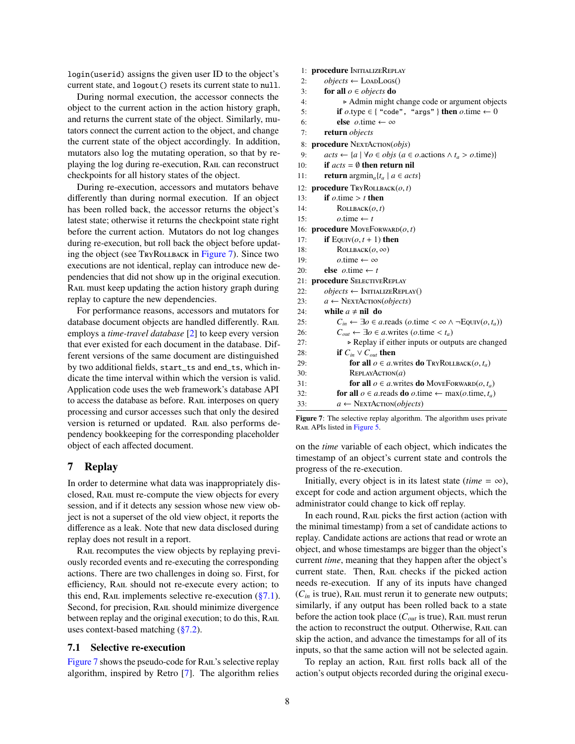`login(userid)` assigns the given user ID to the object's current state, and `logout()` resets its current state to `null`.

During normal execution, the accessor connects the object to the current action in the action history graph, and returns the current state of the object. Similarly, mutators connect the current action to the object, and change the current state of the object accordingly. In addition, mutators also log the mutating operation, so that by replaying the log during re-execution, Rail can reconstruct checkpoints for all history states of the object.

During re-execution, accessors and mutators behave differently than during normal execution. If an object has been rolled back, the accessor returns the object's latest state; otherwise it returns the checkpoint state right before the current action. Mutators do not log changes during re-execution, but roll back the object before updating the object (see TryRollback in Figure 7). Since two executions are not identical, replay can introduce new dependencies that did not show up in the original execution. Rail must keep updating the action history graph during replay to capture the new dependencies.

For performance reasons, accessors and mutators for database document objects are handled differently. Rail employs a *time-travel database* [2] to keep every version that ever existed for each document in the database. Different versions of the same document are distinguished by two additional fields, `start_ts` and `end_ts`, which indicate the time interval within which the version is valid. Application code uses the web framework's database API to access the database as before. Rail interposes on query processing and cursor accesses such that only the desired version is returned or updated. Rail also performs dependency bookkeeping for the corresponding placeholder object of each affected document.

## 7 Replay

In order to determine what data was inappropriately disclosed, Rail must re-compute the view objects for every session, and if it detects any session whose new view object is not a superset of the old view object, it reports the difference as a leak. Note that new data disclosed during replay does not result in a report.

Rail recomputes the view objects by replaying previously recorded events and re-executing the corresponding actions. There are two challenges in doing so. First, for efficiency, Rail should not re-execute every action; to this end, Rail implements selective re-execution (§7.1). Second, for precision, Rail should minimize divergence between replay and the original execution; to do this, Rail uses context-based matching (§7.2).

### 7.1 Selective re-execution

Figure 7 shows the pseudo-code for Rail's selective replay algorithm, inspired by Retro [7]. The algorithm relies

```
 1: procedure InitializeReplay
 2:     objects ← LoadLogs()
 3:     for all o ∈ objects do
 4:         ▷ Admin might change code or argument objects
 5:         if o.type ∈ { "code", "args" } then o.time ← 0
 6:         else o.time ← ∞
 7:     return objects
 8: procedure NextAction(objs)
 9:     acts ← {a | ∀o ∈ objs (a ∈ o.actions ∧ t_a > o.time)}
10:     if acts = ∅ then return nil
11:     return argmin_a{t_a | a ∈ acts}
12: procedure TryRollback(o, t)
13:     if o.time > t then
14:         Rollback(o, t)
15:         o.time ← t
16: procedure MoveForward(o, t)
17:     if Equiv(o, t + 1) then
18:         Rollback(o, ∞)
19:         o.time ← ∞
20:     else o.time ← t
21: procedure SelectiveReplay
22:     objects ← InitializeReplay()
23:     a ← NextAction(objects)
24:     while a ≠ nil do
25:         C_in ← ∃o ∈ a.reads (o.time < ∞ ∧ ¬Equiv(o, t_a))
26:         C_out ← ∃o ∈ a.writes (o.time < t_a)
27:         ▷ Replay if either inputs or outputs are changed
28:         if C_in ∨ C_out then
29:             for all o ∈ a.writes do TryRollback(o, t_a)
30:             ReplayAction(a)
31:             for all o ∈ a.writes do MoveForward(o, t_a)
32:         for all o ∈ a.reads do o.time ← max(o.time, t_a)
33:         a ← NextAction(objects)
```

**Figure 7**: The selective replay algorithm. The algorithm uses private Rail APIs listed in Figure 5.

on the *time* variable of each object, which indicates the timestamp of an object's current state and controls the progress of the re-execution.

Initially, every object is in its latest state ($time = \infty$), except for code and action argument objects, which the administrator could change to kick off replay.

In each round, Rail picks the first action (action with the minimal timestamp) from a set of candidate actions to replay. Candidate actions are actions that read or wrote an object, and whose timestamps are bigger than the object's current *time*, meaning that they happen after the object's current state. Then, Rail checks if the picked action needs re-execution. If any of its inputs have changed ($C_{in}$ is true), Rail must rerun it to generate new outputs; similarly, if any output has been rolled back to a state before the action took place ($C_{out}$ is true), Rail must rerun the action to reconstruct the output. Otherwise, Rail can skip the action, and advance the timestamps for all of its inputs, so that the same action will not be selected again.

To replay an action, Rail first rolls back all of the action's output objects recorded during the original execu-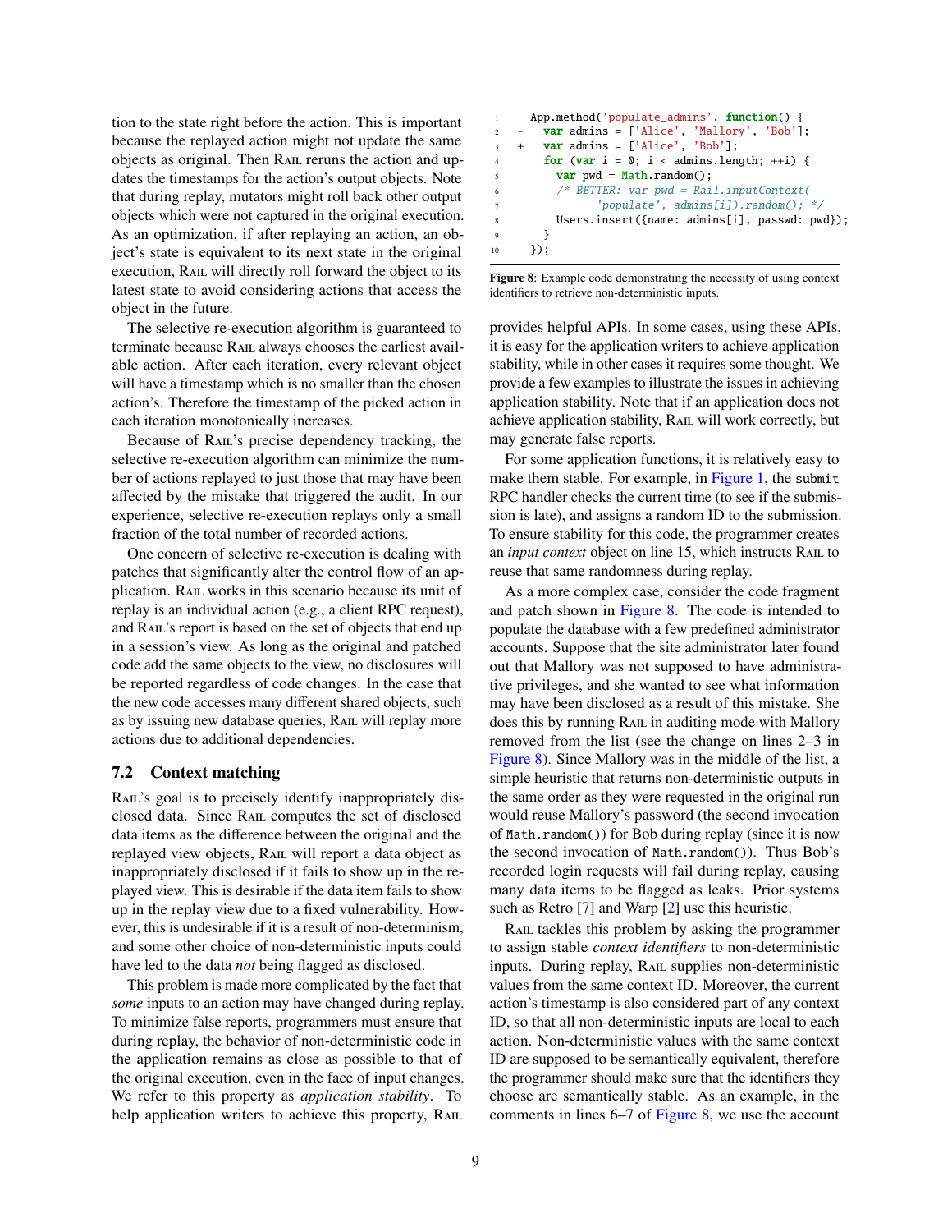tion to the state right before the action. This is important because the replayed action might not update the same objects as original. Then Rail reruns the action and updates the timestamps for the action's output objects. Note that during replay, mutators might roll back other output objects which were not captured in the original execution. As an optimization, if after replaying an action, an object's state is equivalent to its next state in the original execution, Rail will directly roll forward the object to its latest state to avoid considering actions that access the object in the future.

The selective re-execution algorithm is guaranteed to terminate because Rail always chooses the earliest available action. After each iteration, every relevant object will have a timestamp which is no smaller than the chosen action's. Therefore the timestamp of the picked action in each iteration monotonically increases.

Because of Rail's precise dependency tracking, the selective re-execution algorithm can minimize the number of actions replayed to just those that may have been affected by the mistake that triggered the audit. In our experience, selective re-execution replays only a small fraction of the total number of recorded actions.

One concern of selective re-execution is dealing with patches that significantly alter the control flow of an application. Rail works in this scenario because its unit of replay is an individual action (e.g., a client RPC request), and Rail's report is based on the set of objects that end up in a session's view. As long as the original and patched code add the same objects to the view, no disclosures will be reported regardless of code changes. In the case that the new code accesses many different shared objects, such as by issuing new database queries, Rail will replay more actions due to additional dependencies.

## 7.2 Context matching

Rail's goal is to precisely identify inappropriately disclosed data. Since Rail computes the set of disclosed data items as the difference between the original and the replayed view objects, Rail will report a data object as inappropriately disclosed if it fails to show up in the replayed view. This is desirable if the data item fails to show up in the replay view due to a fixed vulnerability. However, this is undesirable if it is a result of non-determinism, and some other choice of non-deterministic inputs could have led to the data *not* being flagged as disclosed.

This problem is made more complicated by the fact that *some* inputs to an action may have changed during replay. To minimize false reports, programmers must ensure that during replay, the behavior of non-deterministic code in the application remains as close as possible to that of the original execution, even in the face of input changes. We refer to this property as *application stability*. To help application writers to achieve this property, Rail provides helpful APIs. In some cases, using these APIs, it is easy for the application writers to achieve application stability, while in other cases it requires some thought. We provide a few examples to illustrate the issues in achieving application stability. Note that if an application does not achieve application stability, Rail will work correctly, but may generate false reports.

```
1      App.method('populate_admins', function() {
2   -    var admins = ['Alice', 'Mallory', 'Bob'];
3   +    var admins = ['Alice', 'Bob'];
4        for (var i = 0; i < admins.length; ++i) {
5          var pwd = Math.random();
6          /* BETTER: var pwd = Rail.inputContext(
7                'populate', admins[i]).random(); */
8          Users.insert({name: admins[i], passwd: pwd});
9        }
10     });
```

**Figure 8**: Example code demonstrating the necessity of using context identifiers to retrieve non-deterministic inputs.

For some application functions, it is relatively easy to make them stable. For example, in Figure 1, the `submit` RPC handler checks the current time (to see if the submission is late), and assigns a random ID to the submission. To ensure stability for this code, the programmer creates an *input context* object on line 15, which instructs Rail to reuse that same randomness during replay.

As a more complex case, consider the code fragment and patch shown in Figure 8. The code is intended to populate the database with a few predefined administrator accounts. Suppose that the site administrator later found out that Mallory was not supposed to have administrative privileges, and she wanted to see what information may have been disclosed as a result of this mistake. She does this by running Rail in auditing mode with Mallory removed from the list (see the change on lines 2–3 in Figure 8). Since Mallory was in the middle of the list, a simple heuristic that returns non-deterministic outputs in the same order as they were requested in the original run would reuse Mallory's password (the second invocation of `Math.random()`) for Bob during replay (since it is now the second invocation of `Math.random()`). Thus Bob's recorded login requests will fail during replay, causing many data items to be flagged as leaks. Prior systems such as Retro [7] and Warp [2] use this heuristic.

Rail tackles this problem by asking the programmer to assign stable *context identifiers* to non-deterministic inputs. During replay, Rail supplies non-deterministic values from the same context ID. Moreover, the current action's timestamp is also considered part of any context ID, so that all non-deterministic inputs are local to each action. Non-deterministic values with the same context ID are supposed to be semantically equivalent, therefore the programmer should make sure that the identifiers they choose are semantically stable. As an example, in the comments in lines 6–7 of Figure 8, we use the account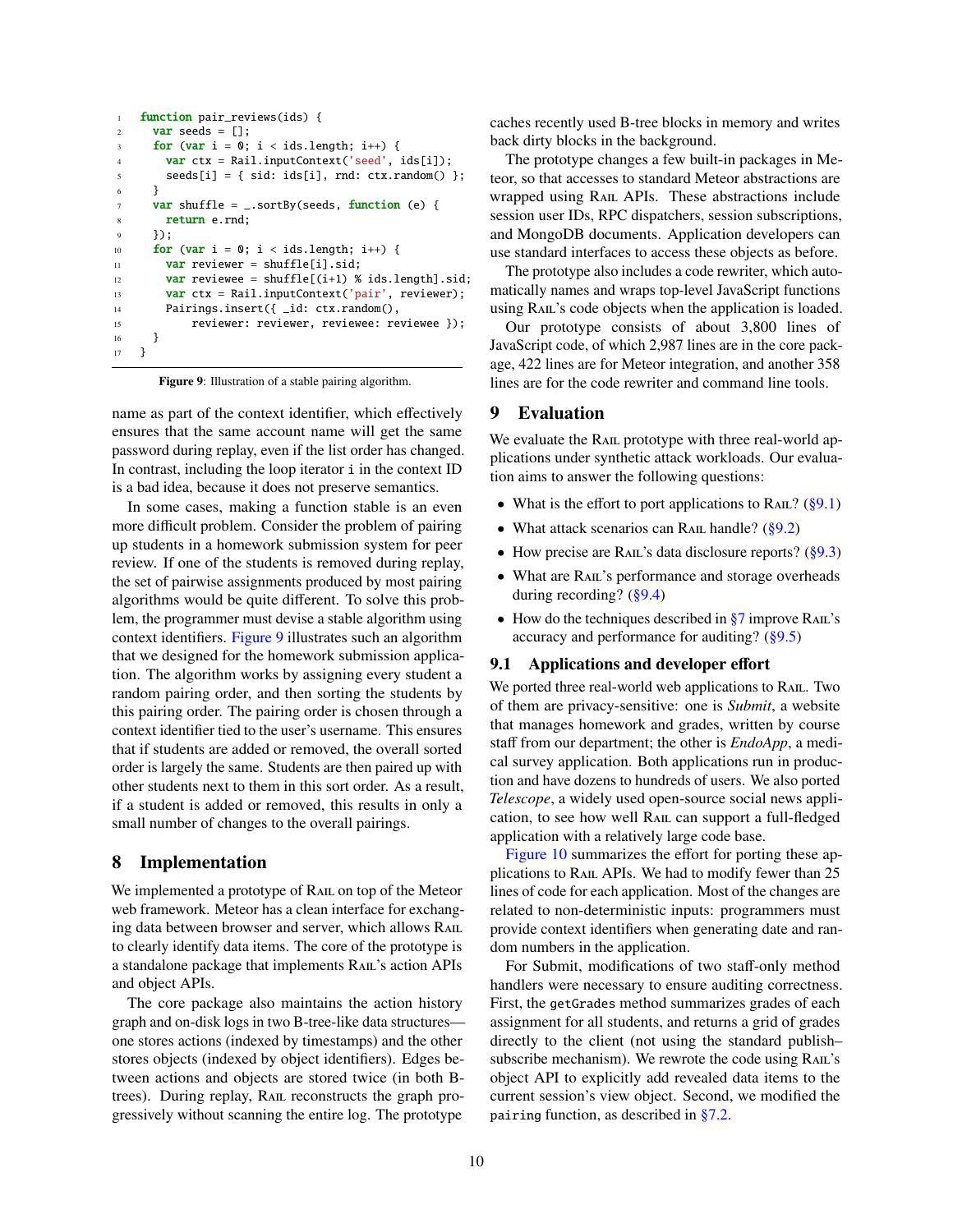```
function pair_reviews(ids) {
  var seeds = [];
  for (var i = 0; i < ids.length; i++) {
    var ctx = Rail.inputContext('seed', ids[i]);
    seeds[i] = { sid: ids[i], rnd: ctx.random() };
  }
  var shuffle = _.sortBy(seeds, function (e) {
    return e.rnd;
  });
  for (var i = 0; i < ids.length; i++) {
    var reviewer = shuffle[i].sid;
    var reviewee = shuffle[(i+1) % ids.length].sid;
    var ctx = Rail.inputContext('pair', reviewer);
    Pairings.insert({ _id: ctx.random(),
        reviewer: reviewer, reviewee: reviewee });
  }
}
```

**Figure 9**: Illustration of a stable pairing algorithm.

name as part of the context identifier, which effectively ensures that the same account name will get the same password during replay, even if the list order has changed. In contrast, including the loop iterator `i` in the context ID is a bad idea, because it does not preserve semantics.

In some cases, making a function stable is an even more difficult problem. Consider the problem of pairing up students in a homework submission system for peer review. If one of the students is removed during replay, the set of pairwise assignments produced by most pairing algorithms would be quite different. To solve this problem, the programmer must devise a stable algorithm using context identifiers. Figure 9 illustrates such an algorithm that we designed for the homework submission application. The algorithm works by assigning every student a random pairing order, and then sorting the students by this pairing order. The pairing order is chosen through a context identifier tied to the user's username. This ensures that if students are added or removed, the overall sorted order is largely the same. Students are then paired up with other students next to them in this sort order. As a result, if a student is added or removed, this results in only a small number of changes to the overall pairings.

# 8 Implementation

We implemented a prototype of Rail on top of the Meteor web framework. Meteor has a clean interface for exchanging data between browser and server, which allows Rail to clearly identify data items. The core of the prototype is a standalone package that implements Rail's action APIs and object APIs.

The core package also maintains the action history graph and on-disk logs in two B-tree-like data structures—one stores actions (indexed by timestamps) and the other stores objects (indexed by object identifiers). Edges between actions and objects are stored twice (in both B-trees). During replay, Rail reconstructs the graph progressively without scanning the entire log. The prototype caches recently used B-tree blocks in memory and writes back dirty blocks in the background.

The prototype changes a few built-in packages in Meteor, so that accesses to standard Meteor abstractions are wrapped using Rail APIs. These abstractions include session user IDs, RPC dispatchers, session subscriptions, and MongoDB documents. Application developers can use standard interfaces to access these objects as before.

The prototype also includes a code rewriter, which automatically names and wraps top-level JavaScript functions using Rail's code objects when the application is loaded.

Our prototype consists of about 3,800 lines of JavaScript code, of which 2,987 lines are in the core package, 422 lines are for Meteor integration, and another 358 lines are for the code rewriter and command line tools.

# 9 Evaluation

We evaluate the Rail prototype with three real-world applications under synthetic attack workloads. Our evaluation aims to answer the following questions:

- What is the effort to port applications to Rail? (§9.1)
- What attack scenarios can Rail handle? (§9.2)
- How precise are Rail's data disclosure reports? (§9.3)
- What are Rail's performance and storage overheads during recording? (§9.4)
- How do the techniques described in §7 improve Rail's accuracy and performance for auditing? (§9.5)

## 9.1 Applications and developer effort

We ported three real-world web applications to Rail. Two of them are privacy-sensitive: one is *Submit*, a website that manages homework and grades, written by course staff from our department; the other is *EndoApp*, a medical survey application. Both applications run in production and have dozens to hundreds of users. We also ported *Telescope*, a widely used open-source social news application, to see how well Rail can support a full-fledged application with a relatively large code base.

Figure 10 summarizes the effort for porting these applications to Rail APIs. We had to modify fewer than 25 lines of code for each application. Most of the changes are related to non-deterministic inputs: programmers must provide context identifiers when generating date and random numbers in the application.

For Submit, modifications of two staff-only method handlers were necessary to ensure auditing correctness. First, the `getGrades` method summarizes grades of each assignment for all students, and returns a grid of grades directly to the client (not using the standard publish–subscribe mechanism). We rewrote the code using Rail's object API to explicitly add revealed data items to the current session's view object. Second, we modified the `pairing` function, as described in §7.2.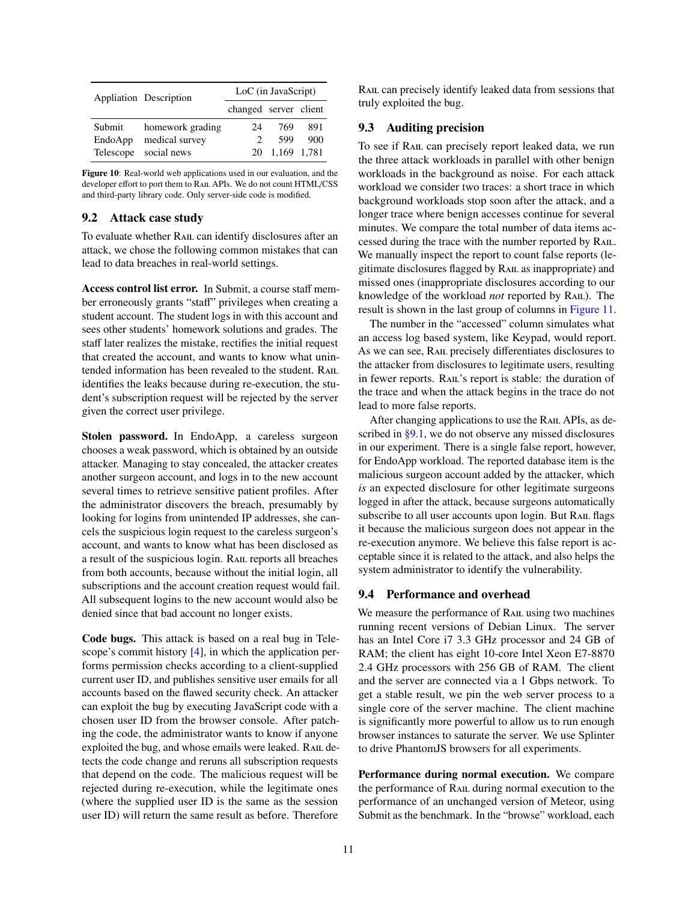| Appliation | Description | LoC (in JavaScript) | | |
|---|---|---|---|---|
| | | changed | server | client |
| Submit | homework grading | 24 | 769 | 891 |
| EndoApp | medical survey | 2 | 599 | 900 |
| Telescope | social news | 20 | 1,169 | 1,781 |

**Figure 10**: Real-world web applications used in our evaluation, and the developer effort to port them to RAIL APIs. We do not count HTML/CSS and third-party library code. Only server-side code is modified.

## 9.2 Attack case study

To evaluate whether RAIL can identify disclosures after an attack, we chose the following common mistakes that can lead to data breaches in real-world settings.

**Access control list error.** In Submit, a course staff member erroneously grants "staff" privileges when creating a student account. The student logs in with this account and sees other students' homework solutions and grades. The staff later realizes the mistake, rectifies the initial request that created the account, and wants to know what unintended information has been revealed to the student. RAIL identifies the leaks because during re-execution, the student's subscription request will be rejected by the server given the correct user privilege.

**Stolen password.** In EndoApp, a careless surgeon chooses a weak password, which is obtained by an outside attacker. Managing to stay concealed, the attacker creates another surgeon account, and logs in to the new account several times to retrieve sensitive patient profiles. After the administrator discovers the breach, presumably by looking for logins from unintended IP addresses, she cancels the suspicious login request to the careless surgeon's account, and wants to know what has been disclosed as a result of the suspicious login. RAIL reports all breaches from both accounts, because without the initial login, all subscriptions and the account creation request would fail. All subsequent logins to the new account would also be denied since that bad account no longer exists.

**Code bugs.** This attack is based on a real bug in Telescope's commit history [4], in which the application performs permission checks according to a client-supplied current user ID, and publishes sensitive user emails for all accounts based on the flawed security check. An attacker can exploit the bug by executing JavaScript code with a chosen user ID from the browser console. After patching the code, the administrator wants to know if anyone exploited the bug, and whose emails were leaked. RAIL detects the code change and reruns all subscription requests that depend on the code. The malicious request will be rejected during re-execution, while the legitimate ones (where the supplied user ID is the same as the session user ID) will return the same result as before. Therefore RAIL can precisely identify leaked data from sessions that truly exploited the bug.

## 9.3 Auditing precision

To see if RAIL can precisely report leaked data, we run the three attack workloads in parallel with other benign workloads in the background as noise. For each attack workload we consider two traces: a short trace in which background workloads stop soon after the attack, and a longer trace where benign accesses continue for several minutes. We compare the total number of data items accessed during the trace with the number reported by RAIL. We manually inspect the report to count false reports (legitimate disclosures flagged by RAIL as inappropriate) and missed ones (inappropriate disclosures according to our knowledge of the workload *not* reported by RAIL). The result is shown in the last group of columns in Figure 11.

The number in the "accessed" column simulates what an access log based system, like Keypad, would report. As we can see, RAIL precisely differentiates disclosures to the attacker from disclosures to legitimate users, resulting in fewer reports. RAIL's report is stable: the duration of the trace and when the attack begins in the trace do not lead to more false reports.

After changing applications to use the RAIL APIs, as described in §9.1, we do not observe any missed disclosures in our experiment. There is a single false report, however, for EndoApp workload. The reported database item is the malicious surgeon account added by the attacker, which *is* an expected disclosure for other legitimate surgeons logged in after the attack, because surgeons automatically subscribe to all user accounts upon login. But RAIL flags it because the malicious surgeon does not appear in the re-execution anymore. We believe this false report is acceptable since it is related to the attack, and also helps the system administrator to identify the vulnerability.

## 9.4 Performance and overhead

We measure the performance of RAIL using two machines running recent versions of Debian Linux. The server has an Intel Core i7 3.3 GHz processor and 24 GB of RAM; the client has eight 10-core Intel Xeon E7-8870 2.4 GHz processors with 256 GB of RAM. The client and the server are connected via a 1 Gbps network. To get a stable result, we pin the web server process to a single core of the server machine. The client machine is significantly more powerful to allow us to run enough browser instances to saturate the server. We use Splinter to drive PhantomJS browsers for all experiments.

**Performance during normal execution.** We compare the performance of RAIL during normal execution to the performance of an unchanged version of Meteor, using Submit as the benchmark. In the "browse" workload, each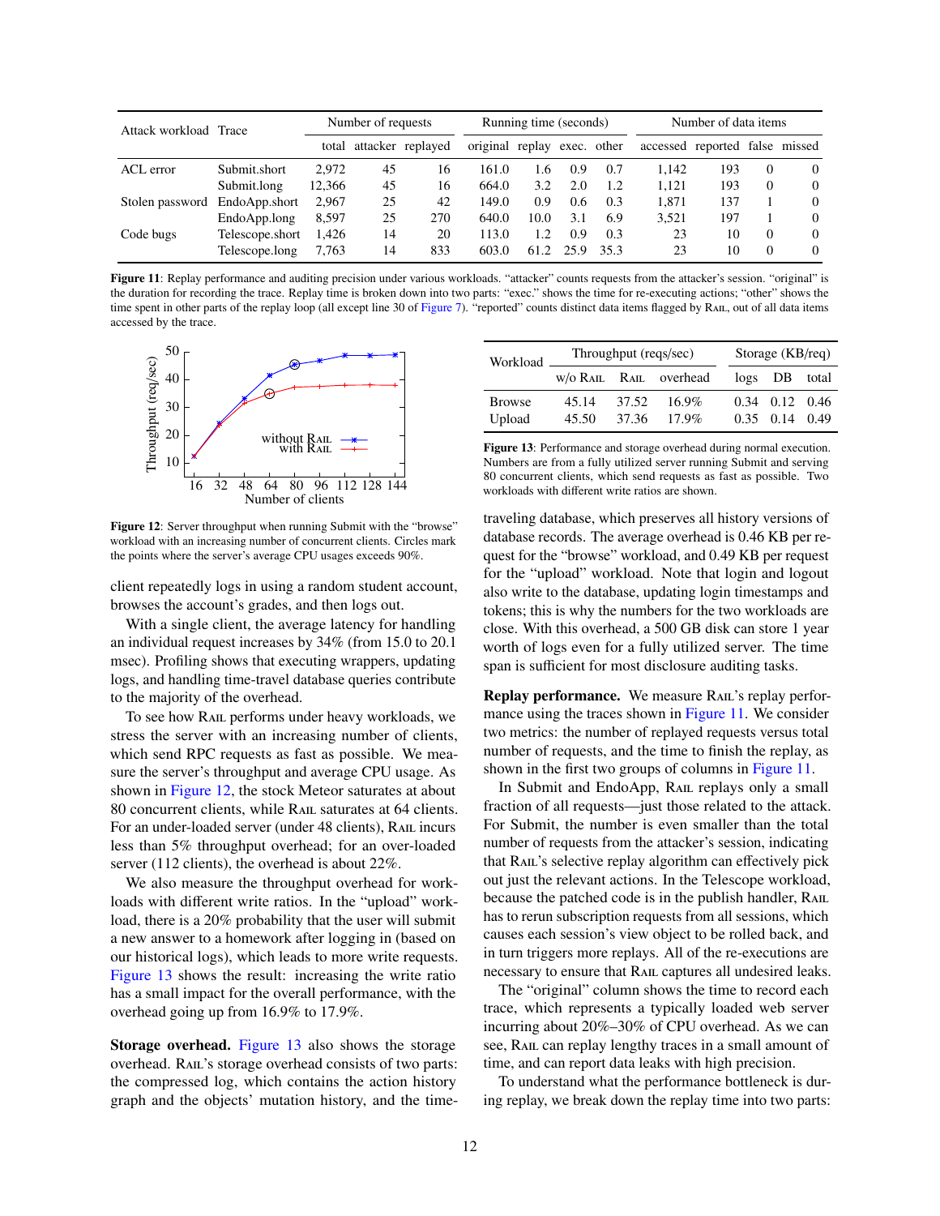| Attack workload | Trace | Number of requests | | | Running time (seconds) | | | | Number of data items | | | |
|---|---|---|---|---|---|---|---|---|---|---|---|---|
| | | total | attacker | replayed | original | replay | exec. | other | accessed | reported | false | missed |
| ACL error | Submit.short | 2,972 | 45 | 16 | 161.0 | 1.6 | 0.9 | 0.7 | 1,142 | 193 | 0 | 0 |
| | Submit.long | 12,366 | 45 | 16 | 664.0 | 3.2 | 2.0 | 1.2 | 1,121 | 193 | 0 | 0 |
| Stolen password | EndoApp.short | 2,967 | 25 | 42 | 149.0 | 0.9 | 0.6 | 0.3 | 1,871 | 137 | 1 | 0 |
| | EndoApp.long | 8,597 | 25 | 270 | 640.0 | 10.0 | 3.1 | 6.9 | 3,521 | 197 | 1 | 0 |
| Code bugs | Telescope.short | 1,426 | 14 | 20 | 113.0 | 1.2 | 0.9 | 0.3 | 23 | 10 | 0 | 0 |
| | Telescope.long | 7,763 | 14 | 833 | 603.0 | 61.2 | 25.9 | 35.3 | 23 | 10 | 0 | 0 |

**Figure 11**: Replay performance and auditing precision under various workloads. "attacker" counts requests from the attacker's session. "original" is the duration for recording the trace. Replay time is broken down into two parts: "exec." shows the time for re-executing actions; "other" shows the time spent in other parts of the replay loop (all except line 30 of Figure 7). "reported" counts distinct data items flagged by RAIL, out of all data items accessed by the trace.

**Figure 12**: Server throughput when running Submit with the "browse" workload with an increasing number of concurrent clients. Circles mark the points where the server's average CPU usages exceeds 90%.

client repeatedly logs in using a random student account, browses the account's grades, and then logs out.

With a single client, the average latency for handling an individual request increases by 34% (from 15.0 to 20.1 msec). Profiling shows that executing wrappers, updating logs, and handling time-travel database queries contribute to the majority of the overhead.

To see how RAIL performs under heavy workloads, we stress the server with an increasing number of clients, which send RPC requests as fast as possible. We measure the server's throughput and average CPU usage. As shown in Figure 12, the stock Meteor saturates at about 80 concurrent clients, while RAIL saturates at 64 clients. For an under-loaded server (under 48 clients), RAIL incurs less than 5% throughput overhead; for an over-loaded server (112 clients), the overhead is about 22%.

We also measure the throughput overhead for workloads with different write ratios. In the "upload" workload, there is a 20% probability that the user will submit a new answer to a homework after logging in (based on our historical logs), which leads to more write requests. Figure 13 shows the result: increasing the write ratio has a small impact for the overall performance, with the overhead going up from 16.9% to 17.9%.

**Storage overhead.** Figure 13 also shows the storage overhead. RAIL's storage overhead consists of two parts: the compressed log, which contains the action history graph and the objects' mutation history, and the time-traveling database, which preserves all history versions of database records. The average overhead is 0.46 KB per request for the "browse" workload, and 0.49 KB per request for the "upload" workload. Note that login and logout also write to the database, updating login timestamps and tokens; this is why the numbers for the two workloads are close. With this overhead, a 500 GB disk can store 1 year worth of logs even for a fully utilized server. The time span is sufficient for most disclosure auditing tasks.

| Workload | Throughput (reqs/sec) | | | Storage (KB/req) | | |
|---|---|---|---|---|---|---|
| | w/o RAIL | RAIL | overhead | logs | DB | total |
| Browse | 45.14 | 37.52 | 16.9% | 0.34 | 0.12 | 0.46 |
| Upload | 45.50 | 37.36 | 17.9% | 0.35 | 0.14 | 0.49 |

**Figure 13**: Performance and storage overhead during normal execution. Numbers are from a fully utilized server running Submit and serving 80 concurrent clients, which send requests as fast as possible. Two workloads with different write ratios are shown.

**Replay performance.** We measure RAIL's replay performance using the traces shown in Figure 11. We consider two metrics: the number of replayed requests versus total number of requests, and the time to finish the replay, as shown in the first two groups of columns in Figure 11.

In Submit and EndoApp, RAIL replays only a small fraction of all requests—just those related to the attack. For Submit, the number is even smaller than the total number of requests from the attacker's session, indicating that RAIL's selective replay algorithm can effectively pick out just the relevant actions. In the Telescope workload, because the patched code is in the publish handler, RAIL has to rerun subscription requests from all sessions, which causes each session's view object to be rolled back, and in turn triggers more replays. All of the re-executions are necessary to ensure that RAIL captures all undesired leaks.

The "original" column shows the time to record each trace, which represents a typically loaded web server incurring about 20%–30% of CPU overhead. As we can see, RAIL can replay lengthy traces in a small amount of time, and can report data leaks with high precision.

To understand what the performance bottleneck is during replay, we break down the replay time into two parts: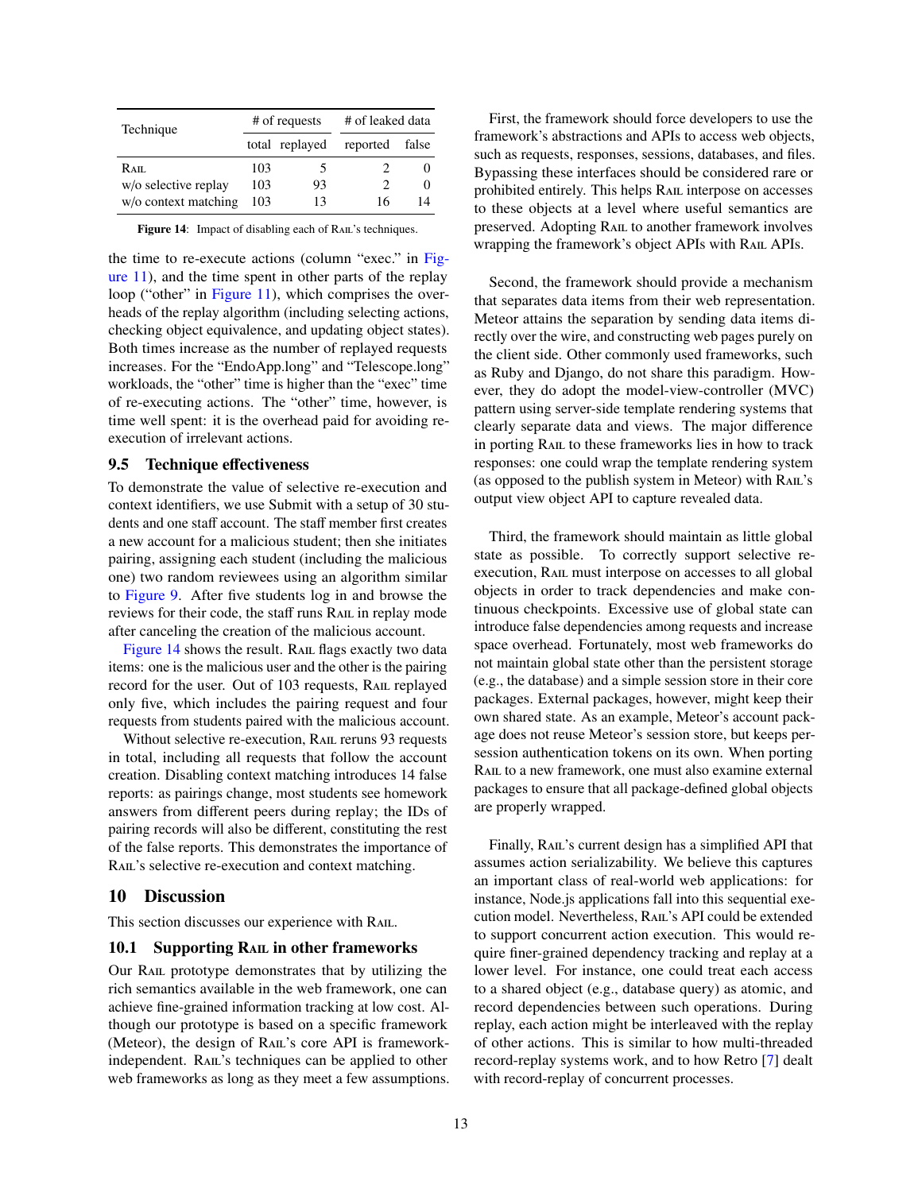| Technique | # of requests | | # of leaked data | |
|---|---|---|---|---|
| | total | replayed | reported | false |
| Rail | 103 | 5 | 2 | 0 |
| w/o selective replay | 103 | 93 | 2 | 0 |
| w/o context matching | 103 | 13 | 16 | 14 |

**Figure 14**: Impact of disabling each of Rail's techniques.

the time to re-execute actions (column "exec." in Figure 11), and the time spent in other parts of the replay loop ("other" in Figure 11), which comprises the overheads of the replay algorithm (including selecting actions, checking object equivalence, and updating object states). Both times increase as the number of replayed requests increases. For the "EndoApp.long" and "Telescope.long" workloads, the "other" time is higher than the "exec" time of re-executing actions. The "other" time, however, is time well spent: it is the overhead paid for avoiding re-execution of irrelevant actions.

### 9.5 Technique effectiveness

To demonstrate the value of selective re-execution and context identifiers, we use Submit with a setup of 30 students and one staff account. The staff member first creates a new account for a malicious student; then she initiates pairing, assigning each student (including the malicious one) two random reviewees using an algorithm similar to Figure 9. After five students log in and browse the reviews for their code, the staff runs Rail in replay mode after canceling the creation of the malicious account.

Figure 14 shows the result. Rail flags exactly two data items: one is the malicious user and the other is the pairing record for the user. Out of 103 requests, Rail replayed only five, which includes the pairing request and four requests from students paired with the malicious account.

Without selective re-execution, Rail reruns 93 requests in total, including all requests that follow the account creation. Disabling context matching introduces 14 false reports: as pairings change, most students see homework answers from different peers during replay; the IDs of pairing records will also be different, constituting the rest of the false reports. This demonstrates the importance of Rail's selective re-execution and context matching.

## 10 Discussion

This section discusses our experience with Rail.

### 10.1 Supporting Rail in other frameworks

Our Rail prototype demonstrates that by utilizing the rich semantics available in the web framework, one can achieve fine-grained information tracking at low cost. Although our prototype is based on a specific framework (Meteor), the design of Rail's core API is framework-independent. Rail's techniques can be applied to other web frameworks as long as they meet a few assumptions.

First, the framework should force developers to use the framework's abstractions and APIs to access web objects, such as requests, responses, sessions, databases, and files. Bypassing these interfaces should be considered rare or prohibited entirely. This helps Rail interpose on accesses to these objects at a level where useful semantics are preserved. Adopting Rail to another framework involves wrapping the framework's object APIs with Rail APIs.

Second, the framework should provide a mechanism that separates data items from their web representation. Meteor attains the separation by sending data items directly over the wire, and constructing web pages purely on the client side. Other commonly used frameworks, such as Ruby and Django, do not share this paradigm. However, they do adopt the model-view-controller (MVC) pattern using server-side template rendering systems that clearly separate data and views. The major difference in porting Rail to these frameworks lies in how to track responses: one could wrap the template rendering system (as opposed to the publish system in Meteor) with Rail's output view object API to capture revealed data.

Third, the framework should maintain as little global state as possible. To correctly support selective re-execution, Rail must interpose on accesses to all global objects in order to track dependencies and make continuous checkpoints. Excessive use of global state can introduce false dependencies among requests and increase space overhead. Fortunately, most web frameworks do not maintain global state other than the persistent storage (e.g., the database) and a simple session store in their core packages. External packages, however, might keep their own shared state. As an example, Meteor's account package does not reuse Meteor's session store, but keeps per-session authentication tokens on its own. When porting Rail to a new framework, one must also examine external packages to ensure that all package-defined global objects are properly wrapped.

Finally, Rail's current design has a simplified API that assumes action serializability. We believe this captures an important class of real-world web applications: for instance, Node.js applications fall into this sequential execution model. Nevertheless, Rail's API could be extended to support concurrent action execution. This would require finer-grained dependency tracking and replay at a lower level. For instance, one could treat each access to a shared object (e.g., database query) as atomic, and record dependencies between such operations. During replay, each action might be interleaved with the replay of other actions. This is similar to how multi-threaded record-replay systems work, and to how Retro [7] dealt with record-replay of concurrent processes.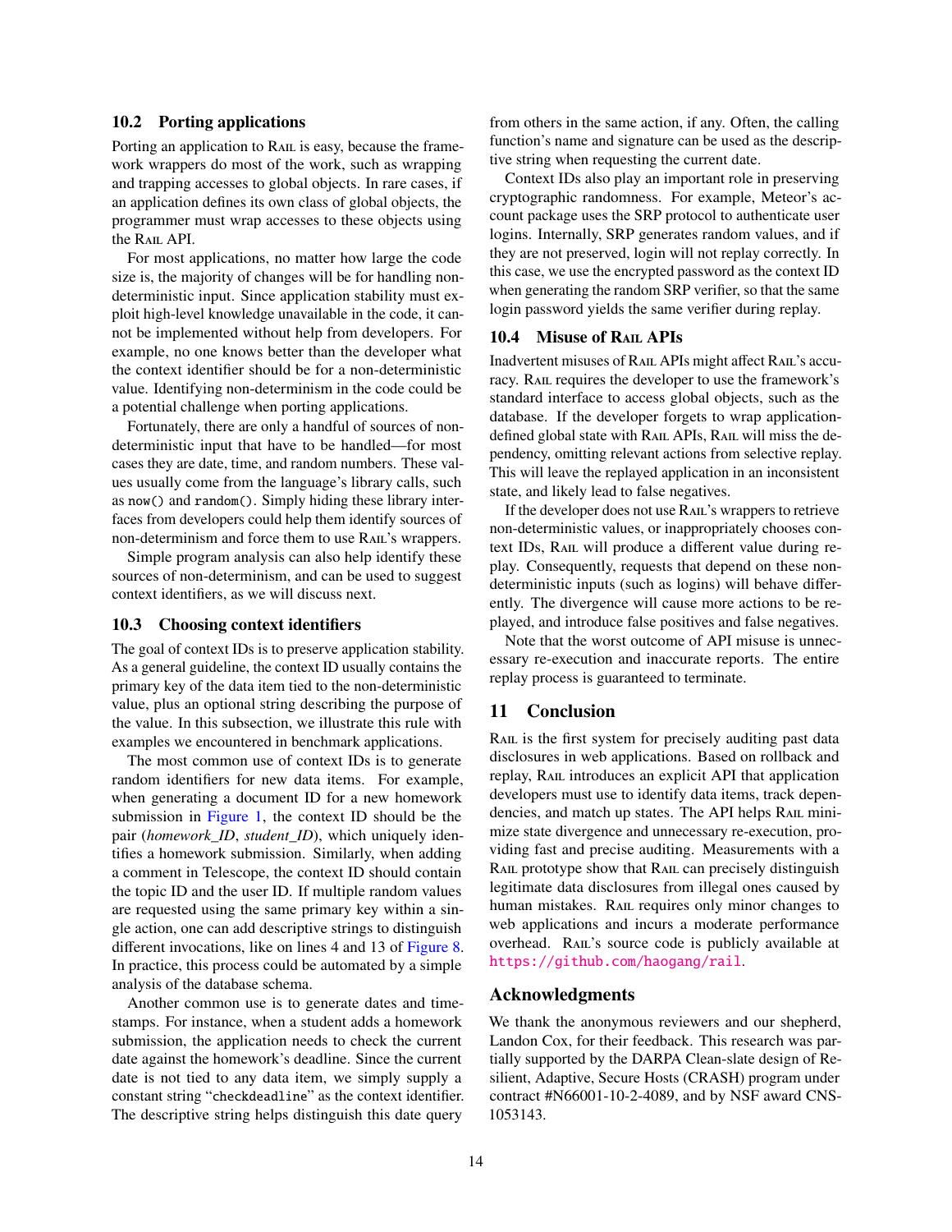### 10.2 Porting applications

Porting an application to RAIL is easy, because the framework wrappers do most of the work, such as wrapping and trapping accesses to global objects. In rare cases, if an application defines its own class of global objects, the programmer must wrap accesses to these objects using the RAIL API.

For most applications, no matter how large the code size is, the majority of changes will be for handling non-deterministic input. Since application stability must exploit high-level knowledge unavailable in the code, it cannot be implemented without help from developers. For example, no one knows better than the developer what the context identifier should be for a non-deterministic value. Identifying non-determinism in the code could be a potential challenge when porting applications.

Fortunately, there are only a handful of sources of non-deterministic input that have to be handled—for most cases they are date, time, and random numbers. These values usually come from the language's library calls, such as `now()` and `random()`. Simply hiding these library interfaces from developers could help them identify sources of non-determinism and force them to use RAIL's wrappers.

Simple program analysis can also help identify these sources of non-determinism, and can be used to suggest context identifiers, as we will discuss next.

### 10.3 Choosing context identifiers

The goal of context IDs is to preserve application stability. As a general guideline, the context ID usually contains the primary key of the data item tied to the non-deterministic value, plus an optional string describing the purpose of the value. In this subsection, we illustrate this rule with examples we encountered in benchmark applications.

The most common use of context IDs is to generate random identifiers for new data items. For example, when generating a document ID for a new homework submission in Figure 1, the context ID should be the pair (*homework_ID*, *student_ID*), which uniquely identifies a homework submission. Similarly, when adding a comment in Telescope, the context ID should contain the topic ID and the user ID. If multiple random values are requested using the same primary key within a single action, one can add descriptive strings to distinguish different invocations, like on lines 4 and 13 of Figure 8. In practice, this process could be automated by a simple analysis of the database schema.

Another common use is to generate dates and timestamps. For instance, when a student adds a homework submission, the application needs to check the current date against the homework's deadline. Since the current date is not tied to any data item, we simply supply a constant string "`checkdeadline`" as the context identifier. The descriptive string helps distinguish this date query from others in the same action, if any. Often, the calling function's name and signature can be used as the descriptive string when requesting the current date.

Context IDs also play an important role in preserving cryptographic randomness. For example, Meteor's account package uses the SRP protocol to authenticate user logins. Internally, SRP generates random values, and if they are not preserved, login will not replay correctly. In this case, we use the encrypted password as the context ID when generating the random SRP verifier, so that the same login password yields the same verifier during replay.

### 10.4 Misuse of RAIL APIs

Inadvertent misuses of RAIL APIs might affect RAIL's accuracy. RAIL requires the developer to use the framework's standard interface to access global objects, such as the database. If the developer forgets to wrap application-defined global state with RAIL APIs, RAIL will miss the dependency, omitting relevant actions from selective replay. This will leave the replayed application in an inconsistent state, and likely lead to false negatives.

If the developer does not use RAIL's wrappers to retrieve non-deterministic values, or inappropriately chooses context IDs, RAIL will produce a different value during replay. Consequently, requests that depend on these non-deterministic inputs (such as logins) will behave differently. The divergence will cause more actions to be replayed, and introduce false positives and false negatives.

Note that the worst outcome of API misuse is unnecessary re-execution and inaccurate reports. The entire replay process is guaranteed to terminate.

## 11 Conclusion

RAIL is the first system for precisely auditing past data disclosures in web applications. Based on rollback and replay, RAIL introduces an explicit API that application developers must use to identify data items, track dependencies, and match up states. The API helps RAIL minimize state divergence and unnecessary re-execution, providing fast and precise auditing. Measurements with a RAIL prototype show that RAIL can precisely distinguish legitimate data disclosures from illegal ones caused by human mistakes. RAIL requires only minor changes to web applications and incurs a moderate performance overhead. RAIL's source code is publicly available at https://github.com/haogang/rail.

## Acknowledgments

We thank the anonymous reviewers and our shepherd, Landon Cox, for their feedback. This research was partially supported by the DARPA Clean-slate design of Resilient, Adaptive, Secure Hosts (CRASH) program under contract #N66001-10-2-4089, and by NSF award CNS-1053143.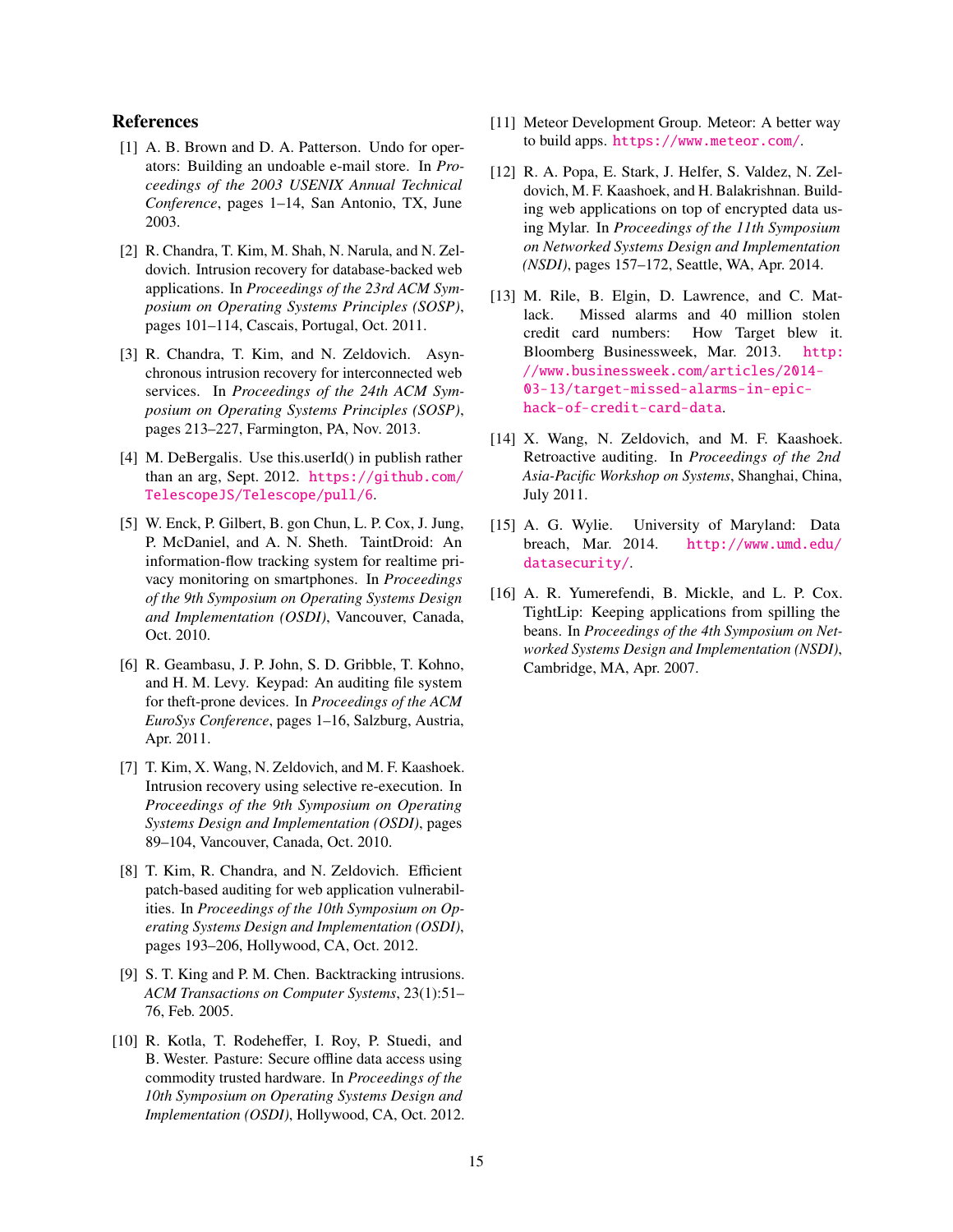## References

[1] A. B. Brown and D. A. Patterson. Undo for operators: Building an undoable e-mail store. In *Proceedings of the 2003 USENIX Annual Technical Conference*, pages 1–14, San Antonio, TX, June 2003.

[2] R. Chandra, T. Kim, M. Shah, N. Narula, and N. Zeldovich. Intrusion recovery for database-backed web applications. In *Proceedings of the 23rd ACM Symposium on Operating Systems Principles (SOSP)*, pages 101–114, Cascais, Portugal, Oct. 2011.

[3] R. Chandra, T. Kim, and N. Zeldovich. Asynchronous intrusion recovery for interconnected web services. In *Proceedings of the 24th ACM Symposium on Operating Systems Principles (SOSP)*, pages 213–227, Farmington, PA, Nov. 2013.

[4] M. DeBergalis. Use this.userId() in publish rather than an arg, Sept. 2012. https://github.com/TelescopeJS/Telescope/pull/6.

[5] W. Enck, P. Gilbert, B. gon Chun, L. P. Cox, J. Jung, P. McDaniel, and A. N. Sheth. TaintDroid: An information-flow tracking system for realtime privacy monitoring on smartphones. In *Proceedings of the 9th Symposium on Operating Systems Design and Implementation (OSDI)*, Vancouver, Canada, Oct. 2010.

[6] R. Geambasu, J. P. John, S. D. Gribble, T. Kohno, and H. M. Levy. Keypad: An auditing file system for theft-prone devices. In *Proceedings of the ACM EuroSys Conference*, pages 1–16, Salzburg, Austria, Apr. 2011.

[7] T. Kim, X. Wang, N. Zeldovich, and M. F. Kaashoek. Intrusion recovery using selective re-execution. In *Proceedings of the 9th Symposium on Operating Systems Design and Implementation (OSDI)*, pages 89–104, Vancouver, Canada, Oct. 2010.

[8] T. Kim, R. Chandra, and N. Zeldovich. Efficient patch-based auditing for web application vulnerabilities. In *Proceedings of the 10th Symposium on Operating Systems Design and Implementation (OSDI)*, pages 193–206, Hollywood, CA, Oct. 2012.

[9] S. T. King and P. M. Chen. Backtracking intrusions. *ACM Transactions on Computer Systems*, 23(1):51–76, Feb. 2005.

[10] R. Kotla, T. Rodeheffer, I. Roy, P. Stuedi, and B. Wester. Pasture: Secure offline data access using commodity trusted hardware. In *Proceedings of the 10th Symposium on Operating Systems Design and Implementation (OSDI)*, Hollywood, CA, Oct. 2012.

[11] Meteor Development Group. Meteor: A better way to build apps. https://www.meteor.com/.

[12] R. A. Popa, E. Stark, J. Helfer, S. Valdez, N. Zeldovich, M. F. Kaashoek, and H. Balakrishnan. Building web applications on top of encrypted data using Mylar. In *Proceedings of the 11th Symposium on Networked Systems Design and Implementation (NSDI)*, pages 157–172, Seattle, WA, Apr. 2014.

[13] M. Rile, B. Elgin, D. Lawrence, and C. Matlack. Missed alarms and 40 million stolen credit card numbers: How Target blew it. Bloomberg Businessweek, Mar. 2013. http://www.businessweek.com/articles/2014-03-13/target-missed-alarms-in-epic-hack-of-credit-card-data.

[14] X. Wang, N. Zeldovich, and M. F. Kaashoek. Retroactive auditing. In *Proceedings of the 2nd Asia-Pacific Workshop on Systems*, Shanghai, China, July 2011.

[15] A. G. Wylie. University of Maryland: Data breach, Mar. 2014. http://www.umd.edu/datasecurity/.

[16] A. R. Yumerefendi, B. Mickle, and L. P. Cox. TightLip: Keeping applications from spilling the beans. In *Proceedings of the 4th Symposium on Networked Systems Design and Implementation (NSDI)*, Cambridge, MA, Apr. 2007.